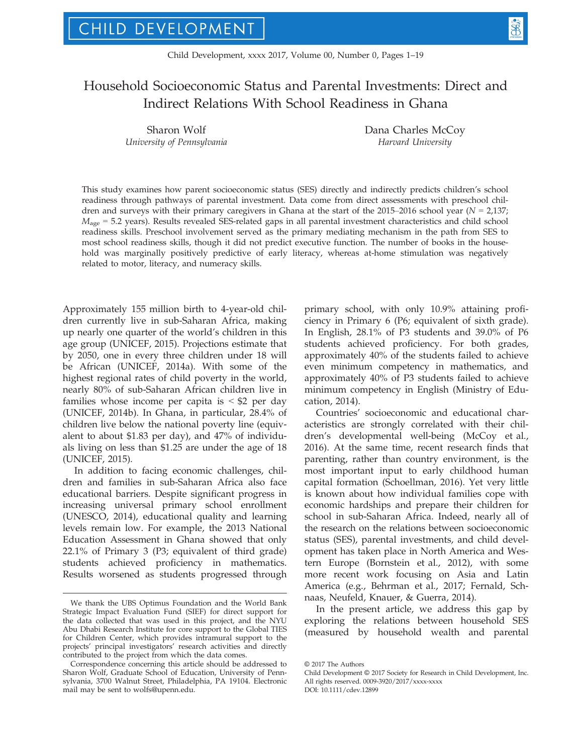# Household Socioeconomic Status and Parental Investments: Direct and Indirect Relations With School Readiness in Ghana

Sharon Wolf
*University of Pennsylvania*

Dana Charles McCoy
*Harvard University*

This study examines how parent socioeconomic status (SES) directly and indirectly predicts children's school readiness through pathways of parental investment. Data come from direct assessments with preschool children and surveys with their primary caregivers in Ghana at the start of the 2015–2016 school year ($N$ = 2,137; $M_{age}$ = 5.2 years). Results revealed SES-related gaps in all parental investment characteristics and child school readiness skills. Preschool involvement served as the primary mediating mechanism in the path from SES to most school readiness skills, though it did not predict executive function. The number of books in the household was marginally positively predictive of early literacy, whereas at-home stimulation was negatively related to motor, literacy, and numeracy skills.

Approximately 155 million birth to 4-year-old children currently live in sub-Saharan Africa, making up nearly one quarter of the world's children in this age group (UNICEF, 2015). Projections estimate that by 2050, one in every three children under 18 will be African (UNICEF, 2014a). With some of the highest regional rates of child poverty in the world, nearly 80% of sub-Saharan African children live in families whose income per capita is < $2 per day (UNICEF, 2014b). In Ghana, in particular, 28.4% of children live below the national poverty line (equivalent to about $1.83 per day), and 47% of individuals living on less than $1.25 are under the age of 18 (UNICEF, 2015).

In addition to facing economic challenges, children and families in sub-Saharan Africa also face educational barriers. Despite significant progress in increasing universal primary school enrollment (UNESCO, 2014), educational quality and learning levels remain low. For example, the 2013 National Education Assessment in Ghana showed that only 22.1% of Primary 3 (P3; equivalent of third grade) students achieved proficiency in mathematics. Results worsened as students progressed through primary school, with only 10.9% attaining proficiency in Primary 6 (P6; equivalent of sixth grade). In English, 28.1% of P3 students and 39.0% of P6 students achieved proficiency. For both grades, approximately 40% of the students failed to achieve even minimum competency in mathematics, and approximately 40% of P3 students failed to achieve minimum competency in English (Ministry of Education, 2014).

Countries' socioeconomic and educational characteristics are strongly correlated with their children's developmental well-being (McCoy et al., 2016). At the same time, recent research finds that parenting, rather than country environment, is the most important input to early childhood human capital formation (Schoellman, 2016). Yet very little is known about how individual families cope with economic hardships and prepare their children for school in sub-Saharan Africa. Indeed, nearly all of the research on the relations between socioeconomic status (SES), parental investments, and child development has taken place in North America and Western Europe (Bornstein et al., 2012), with some more recent work focusing on Asia and Latin America (e.g., Behrman et al., 2017; Fernald, Schnaas, Neufeld, Knauer, & Guerra, 2014).

In the present article, we address this gap by exploring the relations between household SES (measured by household wealth and parental

---

We thank the UBS Optimus Foundation and the World Bank Strategic Impact Evaluation Fund (SIEF) for direct support for the data collected that was used in this project, and the NYU Abu Dhabi Research Institute for core support to the Global TIES for Children Center, which provides intramural support to the projects' principal investigators' research activities and directly contributed to the project from which the data comes.

Correspondence concerning this article should be addressed to Sharon Wolf, Graduate School of Education, University of Pennsylvania, 3700 Walnut Street, Philadelphia, PA 19104. Electronic mail may be sent to wolfs@upenn.edu.

© 2017 The Authors
Child Development © 2017 Society for Research in Child Development, Inc.
All rights reserved. 0009-3920/2017/xxxx-xxxx
DOI: 10.1111/cdev.12899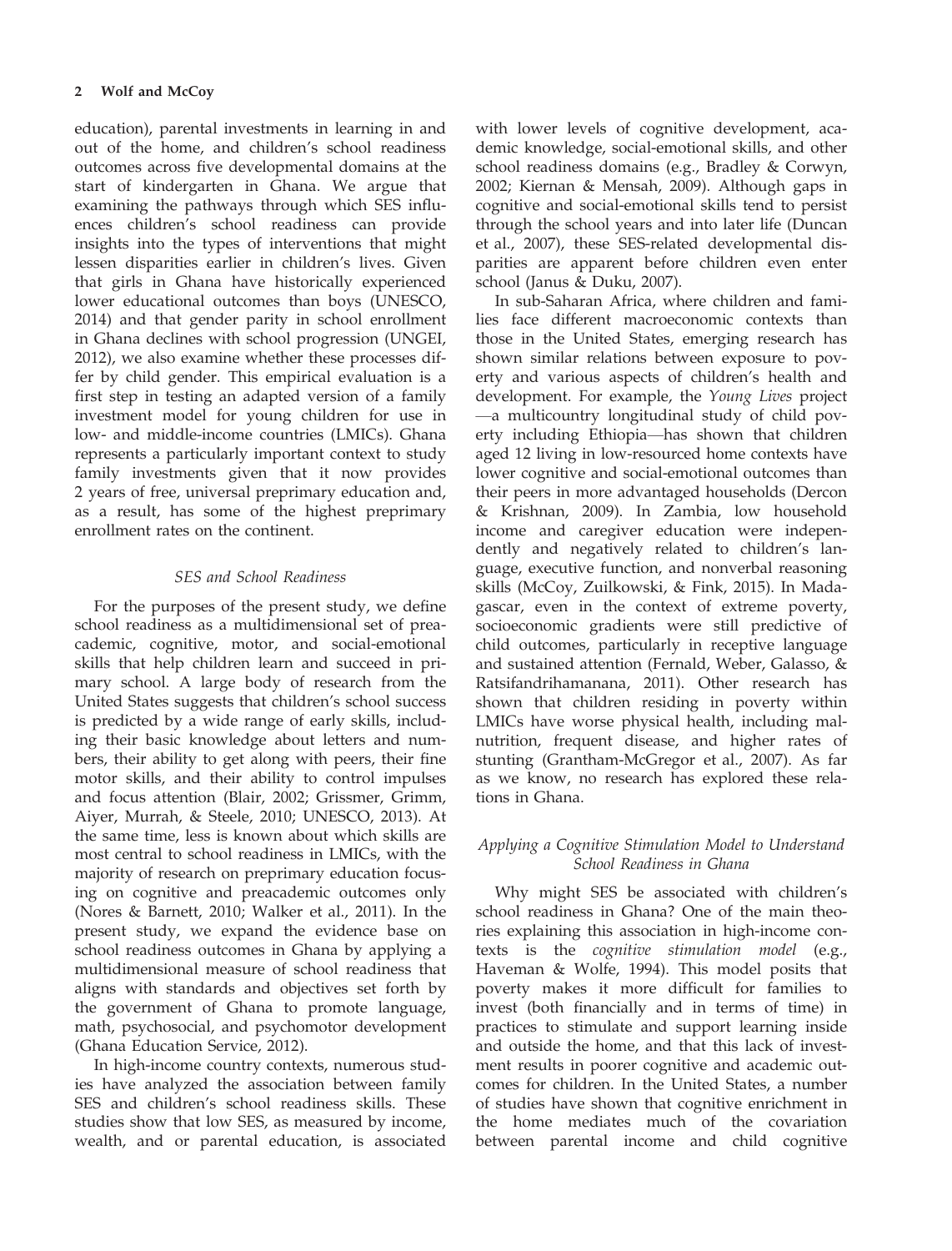education), parental investments in learning in and out of the home, and children's school readiness outcomes across five developmental domains at the start of kindergarten in Ghana. We argue that examining the pathways through which SES influences children's school readiness can provide insights into the types of interventions that might lessen disparities earlier in children's lives. Given that girls in Ghana have historically experienced lower educational outcomes than boys (UNESCO, 2014) and that gender parity in school enrollment in Ghana declines with school progression (UNGEI, 2012), we also examine whether these processes differ by child gender. This empirical evaluation is a first step in testing an adapted version of a family investment model for young children for use in low- and middle-income countries (LMICs). Ghana represents a particularly important context to study family investments given that it now provides 2 years of free, universal preprimary education and, as a result, has some of the highest preprimary enrollment rates on the continent.

### *SES and School Readiness*

For the purposes of the present study, we define school readiness as a multidimensional set of preacademic, cognitive, motor, and social-emotional skills that help children learn and succeed in primary school. A large body of research from the United States suggests that children's school success is predicted by a wide range of early skills, including their basic knowledge about letters and numbers, their ability to get along with peers, their fine motor skills, and their ability to control impulses and focus attention (Blair, 2002; Grissmer, Grimm, Aiyer, Murrah, & Steele, 2010; UNESCO, 2013). At the same time, less is known about which skills are most central to school readiness in LMICs, with the majority of research on preprimary education focusing on cognitive and preacademic outcomes only (Nores & Barnett, 2010; Walker et al., 2011). In the present study, we expand the evidence base on school readiness outcomes in Ghana by applying a multidimensional measure of school readiness that aligns with standards and objectives set forth by the government of Ghana to promote language, math, psychosocial, and psychomotor development (Ghana Education Service, 2012).

In high-income country contexts, numerous studies have analyzed the association between family SES and children's school readiness skills. These studies show that low SES, as measured by income, wealth, and or parental education, is associated with lower levels of cognitive development, academic knowledge, social-emotional skills, and other school readiness domains (e.g., Bradley & Corwyn, 2002; Kiernan & Mensah, 2009). Although gaps in cognitive and social-emotional skills tend to persist through the school years and into later life (Duncan et al., 2007), these SES-related developmental disparities are apparent before children even enter school (Janus & Duku, 2007).

In sub-Saharan Africa, where children and families face different macroeconomic contexts than those in the United States, emerging research has shown similar relations between exposure to poverty and various aspects of children's health and development. For example, the *Young Lives* project—a multicountry longitudinal study of child poverty including Ethiopia—has shown that children aged 12 living in low-resourced home contexts have lower cognitive and social-emotional outcomes than their peers in more advantaged households (Dercon & Krishnan, 2009). In Zambia, low household income and caregiver education were independently and negatively related to children's language, executive function, and nonverbal reasoning skills (McCoy, Zuilkowski, & Fink, 2015). In Madagascar, even in the context of extreme poverty, socioeconomic gradients were still predictive of child outcomes, particularly in receptive language and sustained attention (Fernald, Weber, Galasso, & Ratsifandrihamanana, 2011). Other research has shown that children residing in poverty within LMICs have worse physical health, including malnutrition, frequent disease, and higher rates of stunting (Grantham-McGregor et al., 2007). As far as we know, no research has explored these relations in Ghana.

### *Applying a Cognitive Stimulation Model to Understand School Readiness in Ghana*

Why might SES be associated with children's school readiness in Ghana? One of the main theories explaining this association in high-income contexts is the *cognitive stimulation model* (e.g., Haveman & Wolfe, 1994). This model posits that poverty makes it more difficult for families to invest (both financially and in terms of time) in practices to stimulate and support learning inside and outside the home, and that this lack of investment results in poorer cognitive and academic outcomes for children. In the United States, a number of studies have shown that cognitive enrichment in the home mediates much of the covariation between parental income and child cognitive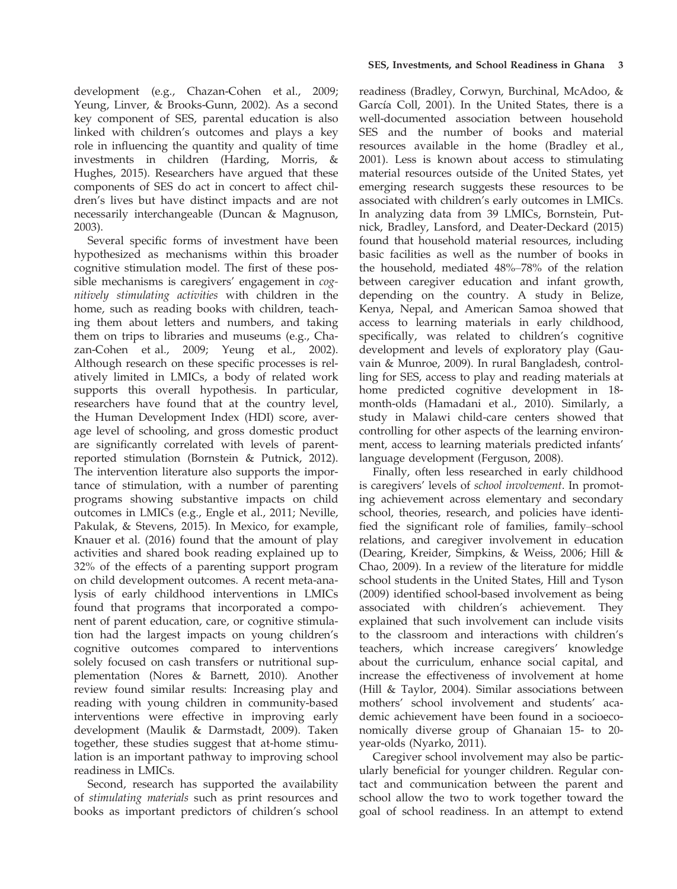development (e.g., Chazan-Cohen et al., 2009; Yeung, Linver, & Brooks-Gunn, 2002). As a second key component of SES, parental education is also linked with children's outcomes and plays a key role in influencing the quantity and quality of time investments in children (Harding, Morris, & Hughes, 2015). Researchers have argued that these components of SES do act in concert to affect children's lives but have distinct impacts and are not necessarily interchangeable (Duncan & Magnuson, 2003).

Several specific forms of investment have been hypothesized as mechanisms within this broader cognitive stimulation model. The first of these possible mechanisms is caregivers' engagement in *cognitively stimulating activities* with children in the home, such as reading books with children, teaching them about letters and numbers, and taking them on trips to libraries and museums (e.g., Chazan-Cohen et al., 2009; Yeung et al., 2002). Although research on these specific processes is relatively limited in LMICs, a body of related work supports this overall hypothesis. In particular, researchers have found that at the country level, the Human Development Index (HDI) score, average level of schooling, and gross domestic product are significantly correlated with levels of parent-reported stimulation (Bornstein & Putnick, 2012). The intervention literature also supports the importance of stimulation, with a number of parenting programs showing substantive impacts on child outcomes in LMICs (e.g., Engle et al., 2011; Neville, Pakulak, & Stevens, 2015). In Mexico, for example, Knauer et al. (2016) found that the amount of play activities and shared book reading explained up to 32% of the effects of a parenting support program on child development outcomes. A recent meta-analysis of early childhood interventions in LMICs found that programs that incorporated a component of parent education, care, or cognitive stimulation had the largest impacts on young children's cognitive outcomes compared to interventions solely focused on cash transfers or nutritional supplementation (Nores & Barnett, 2010). Another review found similar results: Increasing play and reading with young children in community-based interventions were effective in improving early development (Maulik & Darmstadt, 2009). Taken together, these studies suggest that at-home stimulation is an important pathway to improving school readiness in LMICs.

Second, research has supported the availability of *stimulating materials* such as print resources and books as important predictors of children's school readiness (Bradley, Corwyn, Burchinal, McAdoo, & García Coll, 2001). In the United States, there is a well-documented association between household SES and the number of books and material resources available in the home (Bradley et al., 2001). Less is known about access to stimulating material resources outside of the United States, yet emerging research suggests these resources to be associated with children's early outcomes in LMICs. In analyzing data from 39 LMICs, Bornstein, Putnick, Bradley, Lansford, and Deater-Deckard (2015) found that household material resources, including basic facilities as well as the number of books in the household, mediated 48%–78% of the relation between caregiver education and infant growth, depending on the country. A study in Belize, Kenya, Nepal, and American Samoa showed that access to learning materials in early childhood, specifically, was related to children's cognitive development and levels of exploratory play (Gauvain & Munroe, 2009). In rural Bangladesh, controlling for SES, access to play and reading materials at home predicted cognitive development in 18-month-olds (Hamadani et al., 2010). Similarly, a study in Malawi child-care centers showed that controlling for other aspects of the learning environment, access to learning materials predicted infants' language development (Ferguson, 2008).

Finally, often less researched in early childhood is caregivers' levels of *school involvement*. In promoting achievement across elementary and secondary school, theories, research, and policies have identified the significant role of families, family–school relations, and caregiver involvement in education (Dearing, Kreider, Simpkins, & Weiss, 2006; Hill & Chao, 2009). In a review of the literature for middle school students in the United States, Hill and Tyson (2009) identified school-based involvement as being associated with children's achievement. They explained that such involvement can include visits to the classroom and interactions with children's teachers, which increase caregivers' knowledge about the curriculum, enhance social capital, and increase the effectiveness of involvement at home (Hill & Taylor, 2004). Similar associations between mothers' school involvement and students' academic achievement have been found in a socioeconomically diverse group of Ghanaian 15- to 20-year-olds (Nyarko, 2011).

Caregiver school involvement may also be particularly beneficial for younger children. Regular contact and communication between the parent and school allow the two to work together toward the goal of school readiness. In an attempt to extend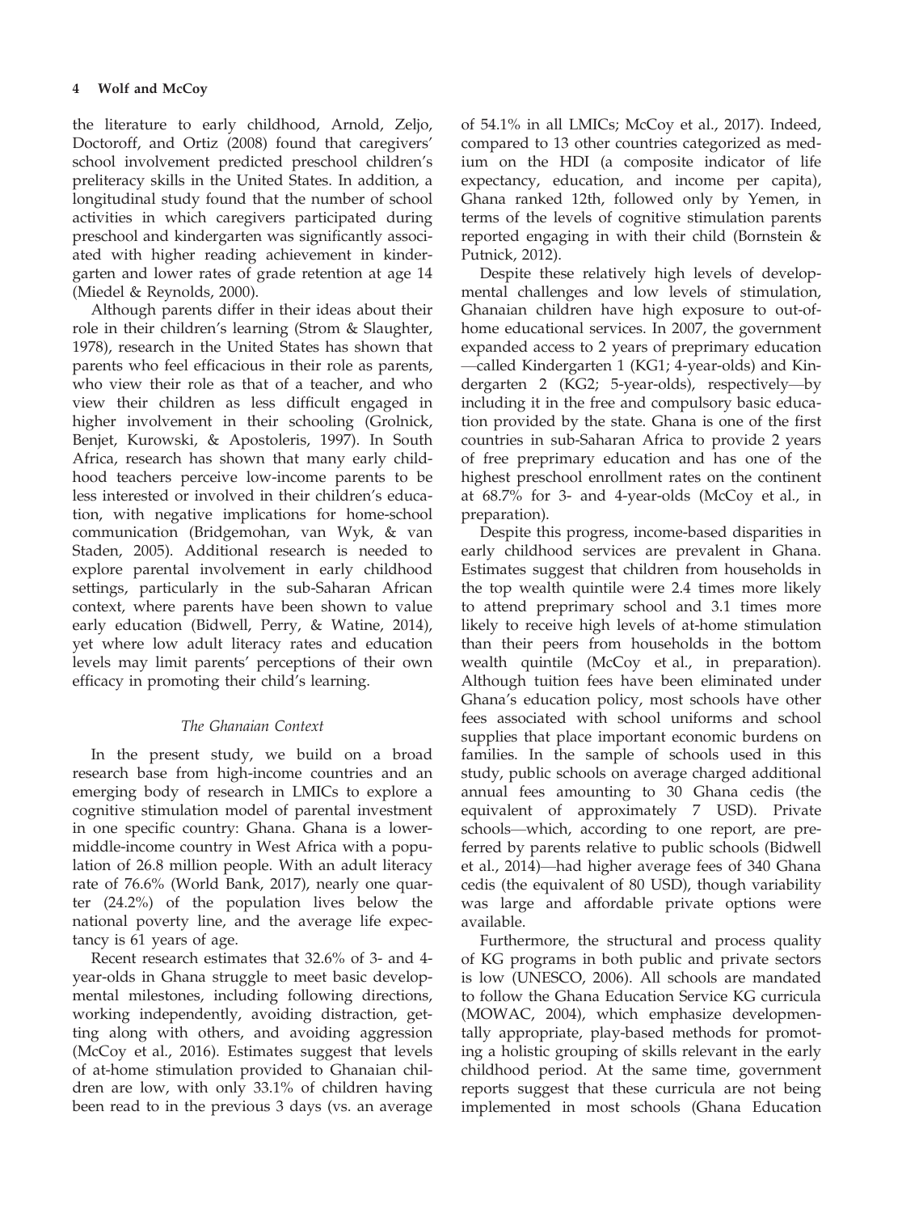the literature to early childhood, Arnold, Zeljo, Doctoroff, and Ortiz (2008) found that caregivers' school involvement predicted preschool children's preliteracy skills in the United States. In addition, a longitudinal study found that the number of school activities in which caregivers participated during preschool and kindergarten was significantly associated with higher reading achievement in kindergarten and lower rates of grade retention at age 14 (Miedel & Reynolds, 2000).

Although parents differ in their ideas about their role in their children's learning (Strom & Slaughter, 1978), research in the United States has shown that parents who feel efficacious in their role as parents, who view their role as that of a teacher, and who view their children as less difficult engaged in higher involvement in their schooling (Grolnick, Benjet, Kurowski, & Apostoleris, 1997). In South Africa, research has shown that many early childhood teachers perceive low-income parents to be less interested or involved in their children's education, with negative implications for home-school communication (Bridgemohan, van Wyk, & van Staden, 2005). Additional research is needed to explore parental involvement in early childhood settings, particularly in the sub-Saharan African context, where parents have been shown to value early education (Bidwell, Perry, & Watine, 2014), yet where low adult literacy rates and education levels may limit parents' perceptions of their own efficacy in promoting their child's learning.

### *The Ghanaian Context*

In the present study, we build on a broad research base from high-income countries and an emerging body of research in LMICs to explore a cognitive stimulation model of parental investment in one specific country: Ghana. Ghana is a lower-middle-income country in West Africa with a population of 26.8 million people. With an adult literacy rate of 76.6% (World Bank, 2017), nearly one quarter (24.2%) of the population lives below the national poverty line, and the average life expectancy is 61 years of age.

Recent research estimates that 32.6% of 3- and 4-year-olds in Ghana struggle to meet basic developmental milestones, including following directions, working independently, avoiding distraction, getting along with others, and avoiding aggression (McCoy et al., 2016). Estimates suggest that levels of at-home stimulation provided to Ghanaian children are low, with only 33.1% of children having been read to in the previous 3 days (vs. an average of 54.1% in all LMICs; McCoy et al., 2017). Indeed, compared to 13 other countries categorized as medium on the HDI (a composite indicator of life expectancy, education, and income per capita), Ghana ranked 12th, followed only by Yemen, in terms of the levels of cognitive stimulation parents reported engaging in with their child (Bornstein & Putnick, 2012).

Despite these relatively high levels of developmental challenges and low levels of stimulation, Ghanaian children have high exposure to out-of-home educational services. In 2007, the government expanded access to 2 years of preprimary education —called Kindergarten 1 (KG1; 4-year-olds) and Kindergarten 2 (KG2; 5-year-olds), respectively—by including it in the free and compulsory basic education provided by the state. Ghana is one of the first countries in sub-Saharan Africa to provide 2 years of free preprimary education and has one of the highest preschool enrollment rates on the continent at 68.7% for 3- and 4-year-olds (McCoy et al., in preparation).

Despite this progress, income-based disparities in early childhood services are prevalent in Ghana. Estimates suggest that children from households in the top wealth quintile were 2.4 times more likely to attend preprimary school and 3.1 times more likely to receive high levels of at-home stimulation than their peers from households in the bottom wealth quintile (McCoy et al., in preparation). Although tuition fees have been eliminated under Ghana's education policy, most schools have other fees associated with school uniforms and school supplies that place important economic burdens on families. In the sample of schools used in this study, public schools on average charged additional annual fees amounting to 30 Ghana cedis (the equivalent of approximately 7 USD). Private schools—which, according to one report, are preferred by parents relative to public schools (Bidwell et al., 2014)—had higher average fees of 340 Ghana cedis (the equivalent of 80 USD), though variability was large and affordable private options were available.

Furthermore, the structural and process quality of KG programs in both public and private sectors is low (UNESCO, 2006). All schools are mandated to follow the Ghana Education Service KG curricula (MOWAC, 2004), which emphasize developmentally appropriate, play-based methods for promoting a holistic grouping of skills relevant in the early childhood period. At the same time, government reports suggest that these curricula are not being implemented in most schools (Ghana Education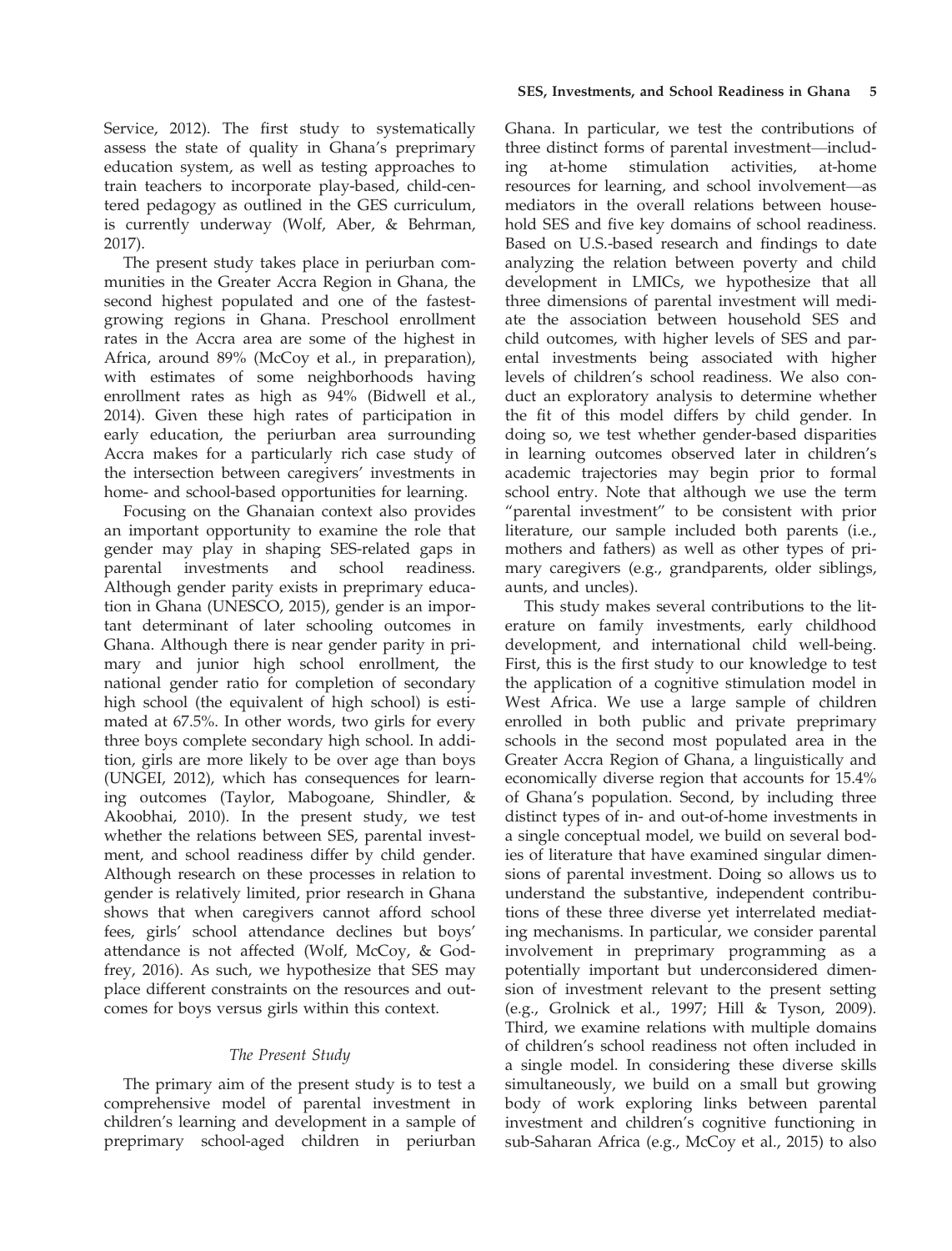Service, 2012). The first study to systematically assess the state of quality in Ghana's preprimary education system, as well as testing approaches to train teachers to incorporate play-based, child-centered pedagogy as outlined in the GES curriculum, is currently underway (Wolf, Aber, & Behrman, 2017).

The present study takes place in periurban communities in the Greater Accra Region in Ghana, the second highest populated and one of the fastest-growing regions in Ghana. Preschool enrollment rates in the Accra area are some of the highest in Africa, around 89% (McCoy et al., in preparation), with estimates of some neighborhoods having enrollment rates as high as 94% (Bidwell et al., 2014). Given these high rates of participation in early education, the periurban area surrounding Accra makes for a particularly rich case study of the intersection between caregivers' investments in home- and school-based opportunities for learning.

Focusing on the Ghanaian context also provides an important opportunity to examine the role that gender may play in shaping SES-related gaps in parental investments and school readiness. Although gender parity exists in preprimary education in Ghana (UNESCO, 2015), gender is an important determinant of later schooling outcomes in Ghana. Although there is near gender parity in primary and junior high school enrollment, the national gender ratio for completion of secondary high school (the equivalent of high school) is estimated at 67.5%. In other words, two girls for every three boys complete secondary high school. In addition, girls are more likely to be over age than boys (UNGEI, 2012), which has consequences for learning outcomes (Taylor, Mabogoane, Shindler, & Akoobhai, 2010). In the present study, we test whether the relations between SES, parental investment, and school readiness differ by child gender. Although research on these processes in relation to gender is relatively limited, prior research in Ghana shows that when caregivers cannot afford school fees, girls' school attendance declines but boys' attendance is not affected (Wolf, McCoy, & Godfrey, 2016). As such, we hypothesize that SES may place different constraints on the resources and outcomes for boys versus girls within this context.

### *The Present Study*

The primary aim of the present study is to test a comprehensive model of parental investment in children's learning and development in a sample of preprimary school-aged children in periurban Ghana. In particular, we test the contributions of three distinct forms of parental investment—including at-home stimulation activities, at-home resources for learning, and school involvement—as mediators in the overall relations between household SES and five key domains of school readiness. Based on U.S.-based research and findings to date analyzing the relation between poverty and child development in LMICs, we hypothesize that all three dimensions of parental investment will mediate the association between household SES and child outcomes, with higher levels of SES and parental investments being associated with higher levels of children's school readiness. We also conduct an exploratory analysis to determine whether the fit of this model differs by child gender. In doing so, we test whether gender-based disparities in learning outcomes observed later in children's academic trajectories may begin prior to formal school entry. Note that although we use the term "parental investment" to be consistent with prior literature, our sample included both parents (i.e., mothers and fathers) as well as other types of primary caregivers (e.g., grandparents, older siblings, aunts, and uncles).

This study makes several contributions to the literature on family investments, early childhood development, and international child well-being. First, this is the first study to our knowledge to test the application of a cognitive stimulation model in West Africa. We use a large sample of children enrolled in both public and private preprimary schools in the second most populated area in the Greater Accra Region of Ghana, a linguistically and economically diverse region that accounts for 15.4% of Ghana's population. Second, by including three distinct types of in- and out-of-home investments in a single conceptual model, we build on several bodies of literature that have examined singular dimensions of parental investment. Doing so allows us to understand the substantive, independent contributions of these three diverse yet interrelated mediating mechanisms. In particular, we consider parental involvement in preprimary programming as a potentially important but underconsidered dimension of investment relevant to the present setting (e.g., Grolnick et al., 1997; Hill & Tyson, 2009). Third, we examine relations with multiple domains of children's school readiness not often included in a single model. In considering these diverse skills simultaneously, we build on a small but growing body of work exploring links between parental investment and children's cognitive functioning in sub-Saharan Africa (e.g., McCoy et al., 2015) to also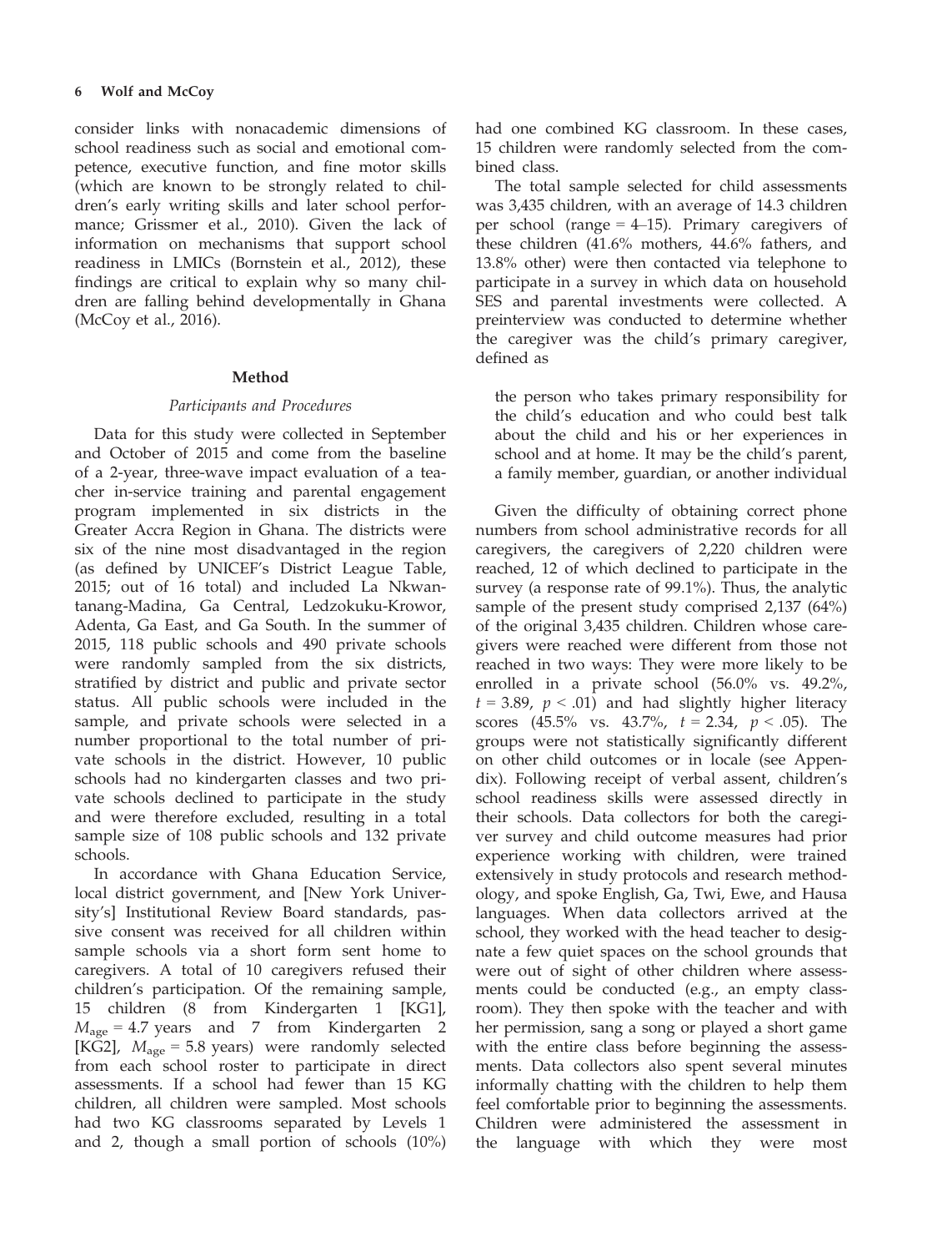consider links with nonacademic dimensions of school readiness such as social and emotional competence, executive function, and fine motor skills (which are known to be strongly related to children's early writing skills and later school performance; Grissmer et al., 2010). Given the lack of information on mechanisms that support school readiness in LMICs (Bornstein et al., 2012), these findings are critical to explain why so many children are falling behind developmentally in Ghana (McCoy et al., 2016).

## Method

### *Participants and Procedures*

Data for this study were collected in September and October of 2015 and come from the baseline of a 2-year, three-wave impact evaluation of a teacher in-service training and parental engagement program implemented in six districts in the Greater Accra Region in Ghana. The districts were six of the nine most disadvantaged in the region (as defined by UNICEF's District League Table, 2015; out of 16 total) and included La Nkwantanang-Madina, Ga Central, Ledzokuku-Krowor, Adenta, Ga East, and Ga South. In the summer of 2015, 118 public schools and 490 private schools were randomly sampled from the six districts, stratified by district and public and private sector status. All public schools were included in the sample, and private schools were selected in a number proportional to the total number of private schools in the district. However, 10 public schools had no kindergarten classes and two private schools declined to participate in the study and were therefore excluded, resulting in a total sample size of 108 public schools and 132 private schools.

In accordance with Ghana Education Service, local district government, and [New York University's] Institutional Review Board standards, passive consent was received for all children within sample schools via a short form sent home to caregivers. A total of 10 caregivers refused their children's participation. Of the remaining sample, 15 children (8 from Kindergarten 1 [KG1], $M_{age}$ = 4.7 years and 7 from Kindergarten 2 [KG2], $M_{age}$ = 5.8 years) were randomly selected from each school roster to participate in direct assessments. If a school had fewer than 15 KG children, all children were sampled. Most schools had two KG classrooms separated by Levels 1 and 2, though a small portion of schools (10%) had one combined KG classroom. In these cases, 15 children were randomly selected from the combined class.

The total sample selected for child assessments was 3,435 children, with an average of 14.3 children per school (range = 4–15). Primary caregivers of these children (41.6% mothers, 44.6% fathers, and 13.8% other) were then contacted via telephone to participate in a survey in which data on household SES and parental investments were collected. A preinterview was conducted to determine whether the caregiver was the child's primary caregiver, defined as

> the person who takes primary responsibility for the child's education and who could best talk about the child and his or her experiences in school and at home. It may be the child's parent, a family member, guardian, or another individual

Given the difficulty of obtaining correct phone numbers from school administrative records for all caregivers, the caregivers of 2,220 children were reached, 12 of which declined to participate in the survey (a response rate of 99.1%). Thus, the analytic sample of the present study comprised 2,137 (64%) of the original 3,435 children. Children whose caregivers were reached were different from those not reached in two ways: They were more likely to be enrolled in a private school (56.0% vs. 49.2%, $t = 3.89$, $p < .01$) and had slightly higher literacy scores (45.5% vs. 43.7%, $t = 2.34$, $p < .05$). The groups were not statistically significantly different on other child outcomes or in locale (see Appendix). Following receipt of verbal assent, children's school readiness skills were assessed directly in their schools. Data collectors for both the caregiver survey and child outcome measures had prior experience working with children, were trained extensively in study protocols and research methodology, and spoke English, Ga, Twi, Ewe, and Hausa languages. When data collectors arrived at the school, they worked with the head teacher to designate a few quiet spaces on the school grounds that were out of sight of other children where assessments could be conducted (e.g., an empty classroom). They then spoke with the teacher and with her permission, sang a song or played a short game with the entire class before beginning the assessments. Data collectors also spent several minutes informally chatting with the children to help them feel comfortable prior to beginning the assessments. Children were administered the assessment in the language with which they were most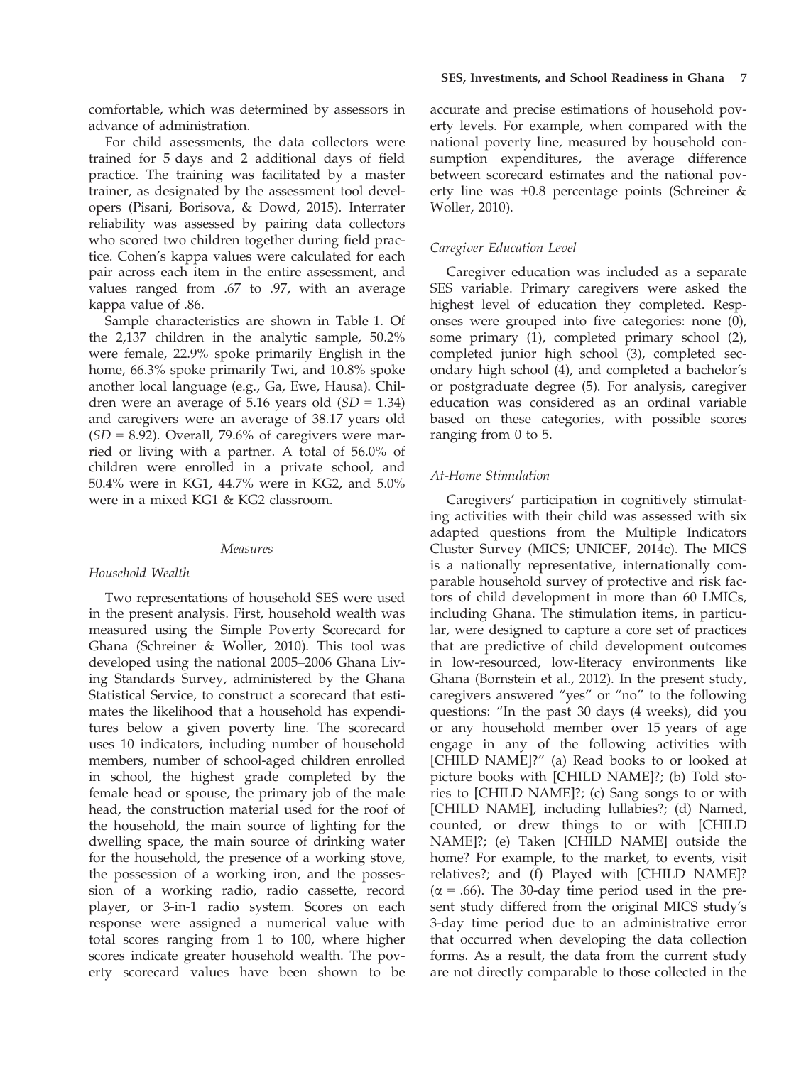comfortable, which was determined by assessors in advance of administration.

For child assessments, the data collectors were trained for 5 days and 2 additional days of field practice. The training was facilitated by a master trainer, as designated by the assessment tool developers (Pisani, Borisova, & Dowd, 2015). Interrater reliability was assessed by pairing data collectors who scored two children together during field practice. Cohen's kappa values were calculated for each pair across each item in the entire assessment, and values ranged from .67 to .97, with an average kappa value of .86.

Sample characteristics are shown in Table 1. Of the 2,137 children in the analytic sample, 50.2% were female, 22.9% spoke primarily English in the home, 66.3% spoke primarily Twi, and 10.8% spoke another local language (e.g., Ga, Ewe, Hausa). Children were an average of 5.16 years old ($SD$ = 1.34) and caregivers were an average of 38.17 years old ($SD$ = 8.92). Overall, 79.6% of caregivers were married or living with a partner. A total of 56.0% of children were enrolled in a private school, and 50.4% were in KG1, 44.7% were in KG2, and 5.0% were in a mixed KG1 & KG2 classroom.

## Measures

### *Household Wealth*

Two representations of household SES were used in the present analysis. First, household wealth was measured using the Simple Poverty Scorecard for Ghana (Schreiner & Woller, 2010). This tool was developed using the national 2005–2006 Ghana Living Standards Survey, administered by the Ghana Statistical Service, to construct a scorecard that estimates the likelihood that a household has expenditures below a given poverty line. The scorecard uses 10 indicators, including number of household members, number of school-aged children enrolled in school, the highest grade completed by the female head or spouse, the primary job of the male head, the construction material used for the roof of the household, the main source of lighting for the dwelling space, the main source of drinking water for the household, the presence of a working stove, the possession of a working iron, and the possession of a working radio, radio cassette, record player, or 3-in-1 radio system. Scores on each response were assigned a numerical value with total scores ranging from 1 to 100, where higher scores indicate greater household wealth. The poverty scorecard values have been shown to be accurate and precise estimations of household poverty levels. For example, when compared with the national poverty line, measured by household consumption expenditures, the average difference between scorecard estimates and the national poverty line was +0.8 percentage points (Schreiner & Woller, 2010).

### *Caregiver Education Level*

Caregiver education was included as a separate SES variable. Primary caregivers were asked the highest level of education they completed. Responses were grouped into five categories: none (0), some primary (1), completed primary school (2), completed junior high school (3), completed secondary high school (4), and completed a bachelor's or postgraduate degree (5). For analysis, caregiver education was considered as an ordinal variable based on these categories, with possible scores ranging from 0 to 5.

### *At-Home Stimulation*

Caregivers' participation in cognitively stimulating activities with their child was assessed with six adapted questions from the Multiple Indicators Cluster Survey (MICS; UNICEF, 2014c). The MICS is a nationally representative, internationally comparable household survey of protective and risk factors of child development in more than 60 LMICs, including Ghana. The stimulation items, in particular, were designed to capture a core set of practices that are predictive of child development outcomes in low-resourced, low-literacy environments like Ghana (Bornstein et al., 2012). In the present study, caregivers answered "yes" or "no" to the following questions: "In the past 30 days (4 weeks), did you or any household member over 15 years of age engage in any of the following activities with [CHILD NAME]?" (a) Read books to or looked at picture books with [CHILD NAME]?; (b) Told stories to [CHILD NAME]?; (c) Sang songs to or with [CHILD NAME], including lullabies?; (d) Named, counted, or drew things to or with [CHILD NAME]?; (e) Taken [CHILD NAME] outside the home? For example, to the market, to events, visit relatives?; and (f) Played with [CHILD NAME]? ($\alpha$ = .66). The 30-day time period used in the present study differed from the original MICS study's 3-day time period due to an administrative error that occurred when developing the data collection forms. As a result, the data from the current study are not directly comparable to those collected in the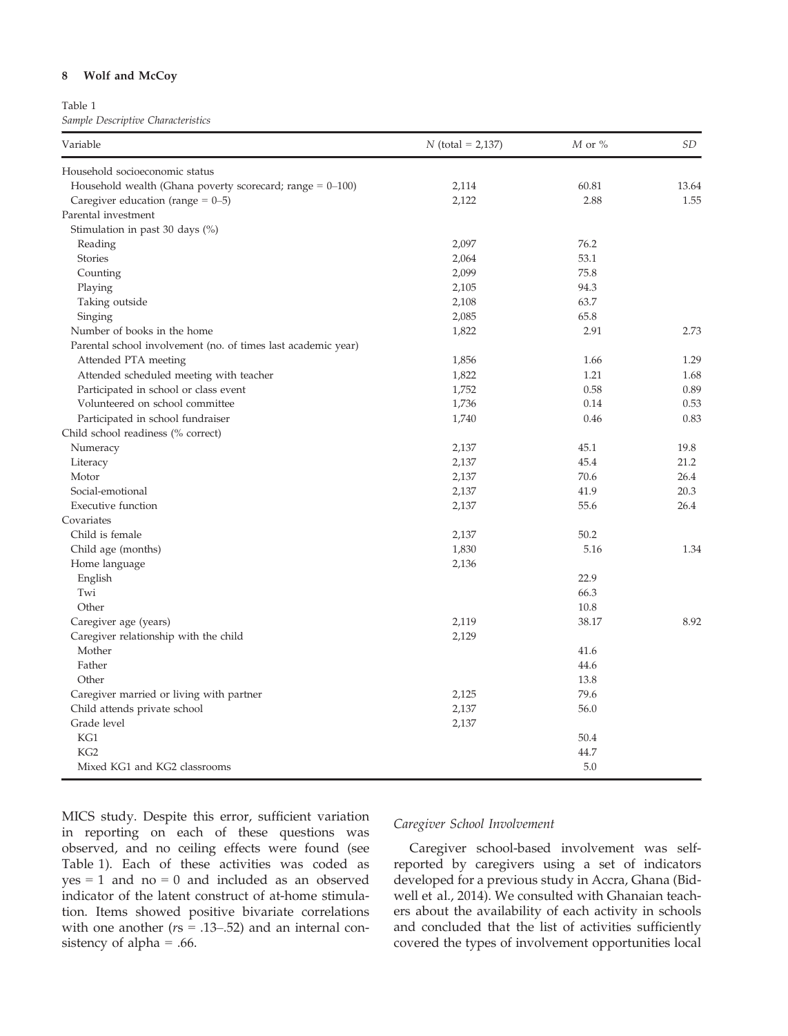Table 1
*Sample Descriptive Characteristics*

| Variable | N (total = 2,137) | M or % | SD |
|---|---|---|---|
| Household socioeconomic status | | | |
| Household wealth (Ghana poverty scorecard; range = 0–100) | 2,114 | 60.81 | 13.64 |
| Caregiver education (range = 0–5) | 2,122 | 2.88 | 1.55 |
| Parental investment | | | |
| Stimulation in past 30 days (%) | | | |
| Reading | 2,097 | 76.2 | |
| Stories | 2,064 | 53.1 | |
| Counting | 2,099 | 75.8 | |
| Playing | 2,105 | 94.3 | |
| Taking outside | 2,108 | 63.7 | |
| Singing | 2,085 | 65.8 | |
| Number of books in the home | 1,822 | 2.91 | 2.73 |
| Parental school involvement (no. of times last academic year) | | | |
| Attended PTA meeting | 1,856 | 1.66 | 1.29 |
| Attended scheduled meeting with teacher | 1,822 | 1.21 | 1.68 |
| Participated in school or class event | 1,752 | 0.58 | 0.89 |
| Volunteered on school committee | 1,736 | 0.14 | 0.53 |
| Participated in school fundraiser | 1,740 | 0.46 | 0.83 |
| Child school readiness (% correct) | | | |
| Numeracy | 2,137 | 45.1 | 19.8 |
| Literacy | 2,137 | 45.4 | 21.2 |
| Motor | 2,137 | 70.6 | 26.4 |
| Social-emotional | 2,137 | 41.9 | 20.3 |
| Executive function | 2,137 | 55.6 | 26.4 |
| Covariates | | | |
| Child is female | 2,137 | 50.2 | |
| Child age (months) | 1,830 | 5.16 | 1.34 |
| Home language | 2,136 | | |
| English | | 22.9 | |
| Twi | | 66.3 | |
| Other | | 10.8 | |
| Caregiver age (years) | 2,119 | 38.17 | 8.92 |
| Caregiver relationship with the child | 2,129 | | |
| Mother | | 41.6 | |
| Father | | 44.6 | |
| Other | | 13.8 | |
| Caregiver married or living with partner | 2,125 | 79.6 | |
| Child attends private school | 2,137 | 56.0 | |
| Grade level | 2,137 | | |
| KG1 | | 50.4 | |
| KG2 | | 44.7 | |
| Mixed KG1 and KG2 classrooms | | 5.0 | |

MICS study. Despite this error, sufficient variation in reporting on each of these questions was observed, and no ceiling effects were found (see Table 1). Each of these activities was coded as yes = 1 and no = 0 and included as an observed indicator of the latent construct of at-home stimulation. Items showed positive bivariate correlations with one another (*r*s = .13–.52) and an internal consistency of alpha = .66.

### *Caregiver School Involvement*

Caregiver school-based involvement was self-reported by caregivers using a set of indicators developed for a previous study in Accra, Ghana (Bidwell et al., 2014). We consulted with Ghanaian teachers about the availability of each activity in schools and concluded that the list of activities sufficiently covered the types of involvement opportunities local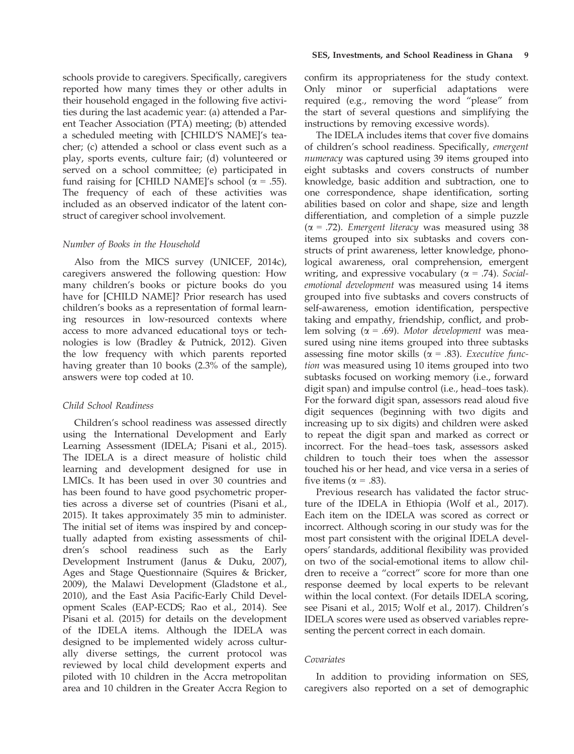schools provide to caregivers. Specifically, caregivers reported how many times they or other adults in their household engaged in the following five activities during the last academic year: (a) attended a Parent Teacher Association (PTA) meeting; (b) attended a scheduled meeting with [CHILD'S NAME]'s teacher; (c) attended a school or class event such as a play, sports events, culture fair; (d) volunteered or served on a school committee; (e) participated in fund raising for [CHILD NAME]'s school ($\alpha$ = .55). The frequency of each of these activities was included as an observed indicator of the latent construct of caregiver school involvement.

### *Number of Books in the Household*

Also from the MICS survey (UNICEF, 2014c), caregivers answered the following question: How many children's books or picture books do you have for [CHILD NAME]? Prior research has used children's books as a representation of formal learning resources in low-resourced contexts where access to more advanced educational toys or technologies is low (Bradley & Putnick, 2012). Given the low frequency with which parents reported having greater than 10 books (2.3% of the sample), answers were top coded at 10.

### *Child School Readiness*

Children's school readiness was assessed directly using the International Development and Early Learning Assessment (IDELA; Pisani et al., 2015). The IDELA is a direct measure of holistic child learning and development designed for use in LMICs. It has been used in over 30 countries and has been found to have good psychometric properties across a diverse set of countries (Pisani et al., 2015). It takes approximately 35 min to administer. The initial set of items was inspired by and conceptually adapted from existing assessments of children's school readiness such as the Early Development Instrument (Janus & Duku, 2007), Ages and Stage Questionnaire (Squires & Bricker, 2009), the Malawi Development (Gladstone et al., 2010), and the East Asia Pacific-Early Child Development Scales (EAP-ECDS; Rao et al., 2014). See Pisani et al. (2015) for details on the development of the IDELA items. Although the IDELA was designed to be implemented widely across culturally diverse settings, the current protocol was reviewed by local child development experts and piloted with 10 children in the Accra metropolitan area and 10 children in the Greater Accra Region to confirm its appropriateness for the study context. Only minor or superficial adaptations were required (e.g., removing the word "please" from the start of several questions and simplifying the instructions by removing excessive words).

The IDELA includes items that cover five domains of children's school readiness. Specifically, *emergent numeracy* was captured using 39 items grouped into eight subtasks and covers constructs of number knowledge, basic addition and subtraction, one to one correspondence, shape identification, sorting abilities based on color and shape, size and length differentiation, and completion of a simple puzzle ($\alpha$ = .72). *Emergent literacy* was measured using 38 items grouped into six subtasks and covers constructs of print awareness, letter knowledge, phonological awareness, oral comprehension, emergent writing, and expressive vocabulary ($\alpha$ = .74). *Social-emotional development* was measured using 14 items grouped into five subtasks and covers constructs of self-awareness, emotion identification, perspective taking and empathy, friendship, conflict, and problem solving ($\alpha$ = .69). *Motor development* was measured using nine items grouped into three subtasks assessing fine motor skills ($\alpha$ = .83). *Executive function* was measured using 10 items grouped into two subtasks focused on working memory (i.e., forward digit span) and impulse control (i.e., head–toes task). For the forward digit span, assessors read aloud five digit sequences (beginning with two digits and increasing up to six digits) and children were asked to repeat the digit span and marked as correct or incorrect. For the head–toes task, assessors asked children to touch their toes when the assessor touched his or her head, and vice versa in a series of five items ($\alpha$ = .83).

Previous research has validated the factor structure of the IDELA in Ethiopia (Wolf et al., 2017). Each item on the IDELA was scored as correct or incorrect. Although scoring in our study was for the most part consistent with the original IDELA developers' standards, additional flexibility was provided on two of the social-emotional items to allow children to receive a "correct" score for more than one response deemed by local experts to be relevant within the local context. (For details IDELA scoring, see Pisani et al., 2015; Wolf et al., 2017). Children's IDELA scores were used as observed variables representing the percent correct in each domain.

### *Covariates*

In addition to providing information on SES, caregivers also reported on a set of demographic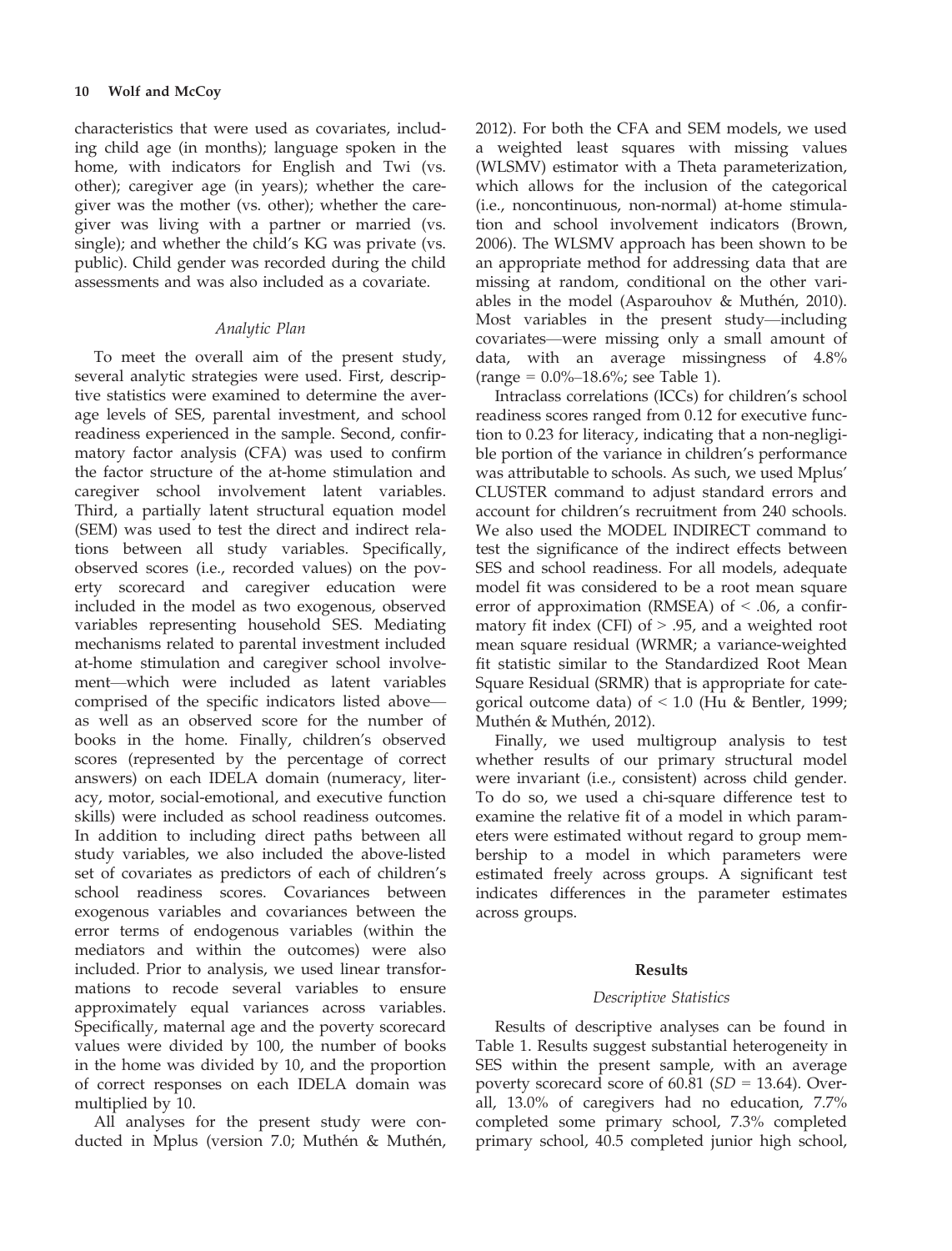characteristics that were used as covariates, including child age (in months); language spoken in the home, with indicators for English and Twi (vs. other); caregiver age (in years); whether the caregiver was the mother (vs. other); whether the caregiver was living with a partner or married (vs. single); and whether the child's KG was private (vs. public). Child gender was recorded during the child assessments and was also included as a covariate.

### *Analytic Plan*

To meet the overall aim of the present study, several analytic strategies were used. First, descriptive statistics were examined to determine the average levels of SES, parental investment, and school readiness experienced in the sample. Second, confirmatory factor analysis (CFA) was used to confirm the factor structure of the at-home stimulation and caregiver school involvement latent variables. Third, a partially latent structural equation model (SEM) was used to test the direct and indirect relations between all study variables. Specifically, observed scores (i.e., recorded values) on the poverty scorecard and caregiver education were included in the model as two exogenous, observed variables representing household SES. Mediating mechanisms related to parental investment included at-home stimulation and caregiver school involvement—which were included as latent variables comprised of the specific indicators listed above—as well as an observed score for the number of books in the home. Finally, children's observed scores (represented by the percentage of correct answers) on each IDELA domain (numeracy, literacy, motor, social-emotional, and executive function skills) were included as school readiness outcomes. In addition to including direct paths between all study variables, we also included the above-listed set of covariates as predictors of each of children's school readiness scores. Covariances between exogenous variables and covariances between the error terms of endogenous variables (within the mediators and within the outcomes) were also included. Prior to analysis, we used linear transformations to recode several variables to ensure approximately equal variances across variables. Specifically, maternal age and the poverty scorecard values were divided by 100, the number of books in the home was divided by 10, and the proportion of correct responses on each IDELA domain was multiplied by 10.

All analyses for the present study were conducted in Mplus (version 7.0; Muthén & Muthén, 2012). For both the CFA and SEM models, we used a weighted least squares with missing values (WLSMV) estimator with a Theta parameterization, which allows for the inclusion of the categorical (i.e., noncontinuous, non-normal) at-home stimulation and school involvement indicators (Brown, 2006). The WLSMV approach has been shown to be an appropriate method for addressing data that are missing at random, conditional on the other variables in the model (Asparouhov & Muthén, 2010). Most variables in the present study—including covariates—were missing only a small amount of data, with an average missingness of 4.8% (range = 0.0%–18.6%; see Table 1).

Intraclass correlations (ICCs) for children's school readiness scores ranged from 0.12 for executive function to 0.23 for literacy, indicating that a non-negligible portion of the variance in children's performance was attributable to schools. As such, we used Mplus' CLUSTER command to adjust standard errors and account for children's recruitment from 240 schools. We also used the MODEL INDIRECT command to test the significance of the indirect effects between SES and school readiness. For all models, adequate model fit was considered to be a root mean square error of approximation (RMSEA) of < .06, a confirmatory fit index (CFI) of > .95, and a weighted root mean square residual (WRMR; a variance-weighted fit statistic similar to the Standardized Root Mean Square Residual (SRMR) that is appropriate for categorical outcome data) of < 1.0 (Hu & Bentler, 1999; Muthén & Muthén, 2012).

Finally, we used multigroup analysis to test whether results of our primary structural model were invariant (i.e., consistent) across child gender. To do so, we used a chi-square difference test to examine the relative fit of a model in which parameters were estimated without regard to group membership to a model in which parameters were estimated freely across groups. A significant test indicates differences in the parameter estimates across groups.

## Results

### *Descriptive Statistics*

Results of descriptive analyses can be found in Table 1. Results suggest substantial heterogeneity in SES within the present sample, with an average poverty scorecard score of 60.81 ($SD$ = 13.64). Overall, 13.0% of caregivers had no education, 7.7% completed some primary school, 7.3% completed primary school, 40.5 completed junior high school,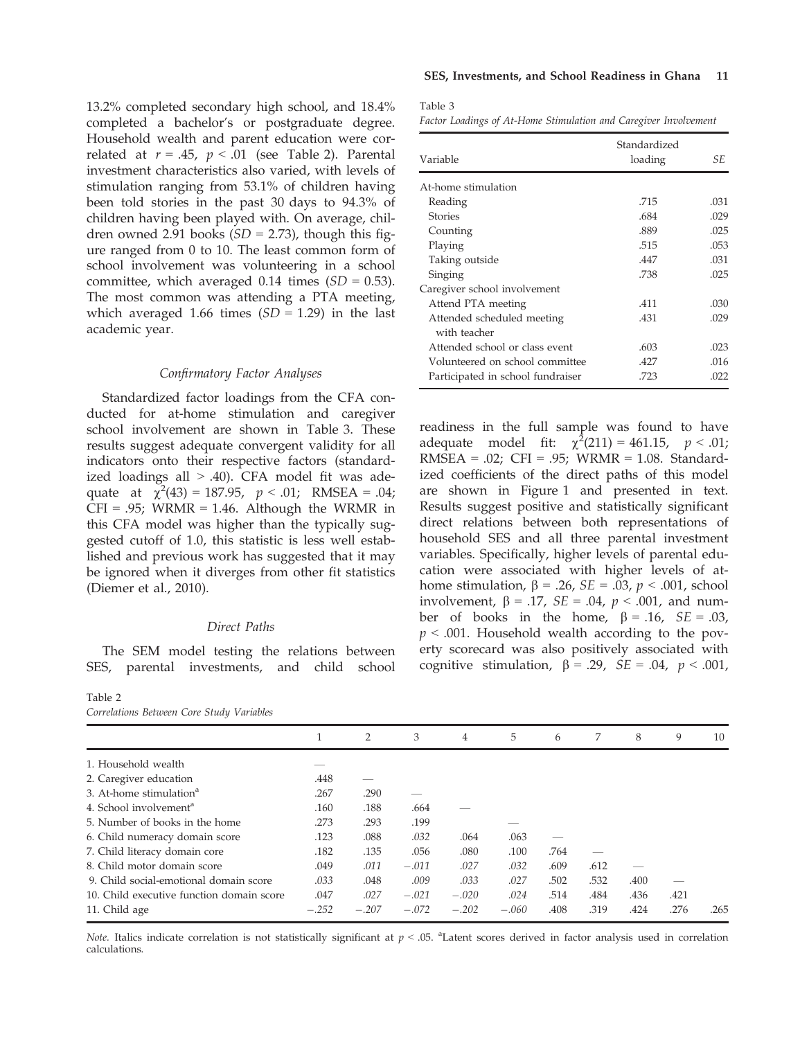13.2% completed secondary high school, and 18.4% completed a bachelor's or postgraduate degree. Household wealth and parent education were correlated at $r = .45$, $p < .01$ (see Table 2). Parental investment characteristics also varied, with levels of stimulation ranging from 53.1% of children having been told stories in the past 30 days to 94.3% of children having been played with. On average, children owned 2.91 books ($SD = 2.73$), though this figure ranged from 0 to 10. The least common form of school involvement was volunteering in a school committee, which averaged 0.14 times ($SD = 0.53$). The most common was attending a PTA meeting, which averaged 1.66 times ($SD = 1.29$) in the last academic year.

### *Confirmatory Factor Analyses*

Standardized factor loadings from the CFA conducted for at-home stimulation and caregiver school involvement are shown in Table 3. These results suggest adequate convergent validity for all indicators onto their respective factors (standardized loadings all > .40). CFA model fit was adequate at $\chi^2(43) = 187.95$, $p < .01$; RMSEA = .04; CFI = .95; WRMR = 1.46. Although the WRMR in this CFA model was higher than the typically suggested cutoff of 1.0, this statistic is less well established and previous work has suggested that it may be ignored when it diverges from other fit statistics (Diemer et al., 2010).

### *Direct Paths*

The SEM model testing the relations between SES, parental investments, and child school readiness in the full sample was found to have adequate model fit: $\chi^2(211) = 461.15$, $p < .01$; RMSEA = .02; CFI = .95; WRMR = 1.08. Standardized coefficients of the direct paths of this model are shown in Figure 1 and presented in text. Results suggest positive and statistically significant direct relations between both representations of household SES and all three parental investment variables. Specifically, higher levels of parental education were associated with higher levels of at-home stimulation, $\beta = .26$, $SE = .03$, $p < .001$, school involvement, $\beta = .17$, $SE = .04$, $p < .001$, and number of books in the home, $\beta = .16$, $SE = .03$, $p < .001$. Household wealth according to the poverty scorecard was also positively associated with cognitive stimulation, $\beta = .29$, $SE = .04$, $p < .001$,

Table 3
*Factor Loadings of At-Home Stimulation and Caregiver Involvement*

| Variable | Standardized loading | *SE* |
|---|---|---|
| At-home stimulation | | |
| Reading | .715 | .031 |
| Stories | .684 | .029 |
| Counting | .889 | .025 |
| Playing | .515 | .053 |
| Taking outside | .447 | .031 |
| Singing | .738 | .025 |
| Caregiver school involvement | | |
| Attend PTA meeting | .411 | .030 |
| Attended scheduled meeting with teacher | .431 | .029 |
| Attended school or class event | .603 | .023 |
| Volunteered on school committee | .427 | .016 |
| Participated in school fundraiser | .723 | .022 |

Table 2
*Correlations Between Core Study Variables*

| | 1 | 2 | 3 | 4 | 5 | 6 | 7 | 8 | 9 | 10 |
|---|---|---|---|---|---|---|---|---|---|---|
| 1. Household wealth | — | | | | | | | | | |
| 2. Caregiver education | .448 | — | | | | | | | | |
| 3. At-home stimulation[a] | .267 | .290 | — | | | | | | | |
| 4. School involvement[a] | .160 | .188 | .664 | — | | | | | | |
| 5. Number of books in the home | .273 | .293 | .199 | | — | | | | | |
| 6. Child numeracy domain score | .123 | .088 | *.032* | .064 | .063 | — | | | | |
| 7. Child literacy domain core | .182 | .135 | .056 | .080 | .100 | .764 | — | | | |
| 8. Child motor domain score | .049 | *.011* | *−.011* | *.027* | *.032* | .609 | .612 | — | | |
| 9. Child social-emotional domain score | *.033* | .048 | *.009* | *.033* | *.027* | .502 | .532 | .400 | — | |
| 10. Child executive function domain score | .047 | *.027* | *−.021* | *−.020* | *.024* | .514 | .484 | .436 | .421 | |
| 11. Child age | −.252 | −.207 | −.072 | −.202 | −.060 | .408 | .319 | .424 | .276 | .265 |

*Note.* Italics indicate correlation is not statistically significant at $p < .05$. [a]Latent scores derived in factor analysis used in correlation calculations.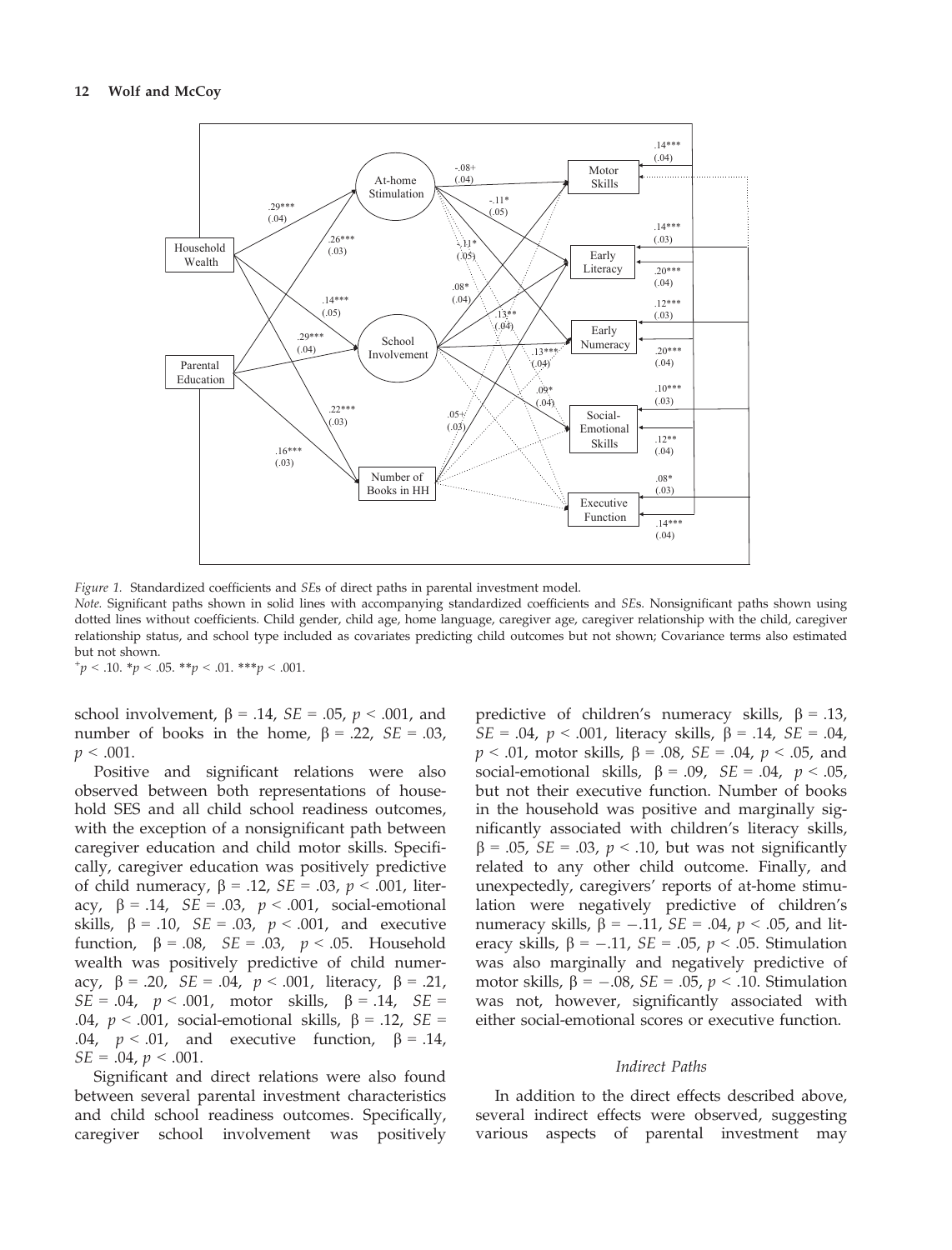*Figure 1.* Standardized coefficients and *SE*s of direct paths in parental investment model.

*Note.* Significant paths shown in solid lines with accompanying standardized coefficients and *SE*s. Nonsignificant paths shown using dotted lines without coefficients. Child gender, child age, home language, caregiver age, caregiver relationship with the child, caregiver relationship status, and school type included as covariates predicting child outcomes but not shown; Covariance terms also estimated but not shown.

$^{+}p < .10$. $^{*}p < .05$. $^{**}p < .01$. $^{***}p < .001$.

school involvement, β = .14, *SE* = .05, $p < .001$, and number of books in the home, β = .22, *SE* = .03, $p < .001$.

Positive and significant relations were also observed between both representations of household SES and all child school readiness outcomes, with the exception of a nonsignificant path between caregiver education and child motor skills. Specifically, caregiver education was positively predictive of child numeracy, β = .12, *SE* = .03, $p < .001$, literacy, β = .14, *SE* = .03, $p < .001$, social-emotional skills, β = .10, *SE* = .03, $p < .001$, and executive function, β = .08, *SE* = .03, $p < .05$. Household wealth was positively predictive of child numeracy, β = .20, *SE* = .04, $p < .001$, literacy, β = .21, *SE* = .04, $p < .001$, motor skills, β = .14, *SE* = .04, $p < .001$, social-emotional skills, β = .12, *SE* = .04, $p < .01$, and executive function, β = .14, *SE* = .04, $p < .001$.

Significant and direct relations were also found between several parental investment characteristics and child school readiness outcomes. Specifically, caregiver school involvement was positively predictive of children's numeracy skills, β = .13, *SE* = .04, $p < .001$, literacy skills, β = .14, *SE* = .04, $p < .01$, motor skills, β = .08, *SE* = .04, $p < .05$, and social-emotional skills, β = .09, *SE* = .04, $p < .05$, but not their executive function. Number of books in the household was positive and marginally significantly associated with children's literacy skills, β = .05, *SE* = .03, $p < .10$, but was not significantly related to any other child outcome. Finally, and unexpectedly, caregivers' reports of at-home stimulation were negatively predictive of children's numeracy skills, β = −.11, *SE* = .04, $p < .05$, and literacy skills, β = −.11, *SE* = .05, $p < .05$. Stimulation was also marginally and negatively predictive of motor skills, β = −.08, *SE* = .05, $p < .10$. Stimulation was not, however, significantly associated with either social-emotional scores or executive function.

### *Indirect Paths*

In addition to the direct effects described above, several indirect effects were observed, suggesting various aspects of parental investment may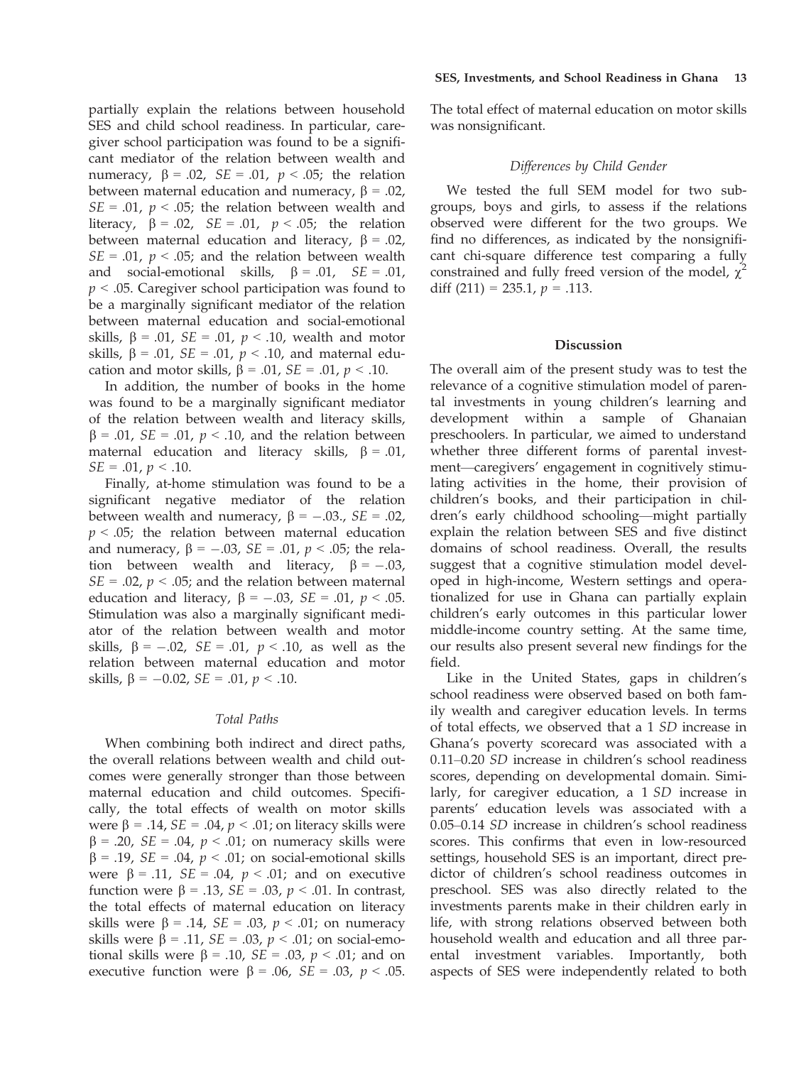partially explain the relations between household SES and child school readiness. In particular, caregiver school participation was found to be a significant mediator of the relation between wealth and numeracy, $\beta = .02$, $SE = .01$, $p < .05$; the relation between maternal education and numeracy, $\beta = .02$, $SE = .01$, $p < .05$; the relation between wealth and literacy, $\beta = .02$, $SE = .01$, $p < .05$; the relation between maternal education and literacy, $\beta = .02$, $SE = .01$, $p < .05$; and the relation between wealth and social-emotional skills, $\beta = .01$, $SE = .01$, $p < .05$. Caregiver school participation was found to be a marginally significant mediator of the relation between maternal education and social-emotional skills, $\beta = .01$, $SE = .01$, $p < .10$, wealth and motor skills, $\beta = .01$, $SE = .01$, $p < .10$, and maternal education and motor skills, $\beta = .01$, $SE = .01$, $p < .10$.

In addition, the number of books in the home was found to be a marginally significant mediator of the relation between wealth and literacy skills, $\beta = .01$, $SE = .01$, $p < .10$, and the relation between maternal education and literacy skills, $\beta = .01$, $SE = .01$, $p < .10$.

Finally, at-home stimulation was found to be a significant negative mediator of the relation between wealth and numeracy, $\beta = -.03.$, $SE = .02$, $p < .05$; the relation between maternal education and numeracy, $\beta = -.03$, $SE = .01$, $p < .05$; the relation between wealth and literacy, $\beta = -.03$, $SE = .02$, $p < .05$; and the relation between maternal education and literacy, $\beta = -.03$, $SE = .01$, $p < .05$. Stimulation was also a marginally significant mediator of the relation between wealth and motor skills, $\beta = -.02$, $SE = .01$, $p < .10$, as well as the relation between maternal education and motor skills, $\beta = -0.02$, $SE = .01$, $p < .10$.

### *Total Paths*

When combining both indirect and direct paths, the overall relations between wealth and child outcomes were generally stronger than those between maternal education and child outcomes. Specifically, the total effects of wealth on motor skills were $\beta = .14$, $SE = .04$, $p < .01$; on literacy skills were $\beta = .20$, $SE = .04$, $p < .01$; on numeracy skills were $\beta = .19$, $SE = .04$, $p < .01$; on social-emotional skills were $\beta = .11$, $SE = .04$, $p < .01$; and on executive function were $\beta = .13$, $SE = .03$, $p < .01$. In contrast, the total effects of maternal education on literacy skills were $\beta = .14$, $SE = .03$, $p < .01$; on numeracy skills were $\beta = .11$, $SE = .03$, $p < .01$; on social-emotional skills were $\beta = .10$, $SE = .03$, $p < .01$; and on executive function were $\beta = .06$, $SE = .03$, $p < .05$. The total effect of maternal education on motor skills was nonsignificant.

### *Differences by Child Gender*

We tested the full SEM model for two subgroups, boys and girls, to assess if the relations observed were different for the two groups. We find no differences, as indicated by the nonsignificant chi-square difference test comparing a fully constrained and fully freed version of the model, $\chi^2$ diff (211) = 235.1, $p = .113$.

## Discussion

The overall aim of the present study was to test the relevance of a cognitive stimulation model of parental investments in young children's learning and development within a sample of Ghanaian preschoolers. In particular, we aimed to understand whether three different forms of parental investment—caregivers' engagement in cognitively stimulating activities in the home, their provision of children's books, and their participation in children's early childhood schooling—might partially explain the relation between SES and five distinct domains of school readiness. Overall, the results suggest that a cognitive stimulation model developed in high-income, Western settings and operationalized for use in Ghana can partially explain children's early outcomes in this particular lower middle-income country setting. At the same time, our results also present several new findings for the field.

Like in the United States, gaps in children's school readiness were observed based on both family wealth and caregiver education levels. In terms of total effects, we observed that a 1 *SD* increase in Ghana's poverty scorecard was associated with a 0.11–0.20 *SD* increase in children's school readiness scores, depending on developmental domain. Similarly, for caregiver education, a 1 *SD* increase in parents' education levels was associated with a 0.05–0.14 *SD* increase in children's school readiness scores. This confirms that even in low-resourced settings, household SES is an important, direct predictor of children's school readiness outcomes in preschool. SES was also directly related to the investments parents make in their children early in life, with strong relations observed between both household wealth and education and all three parental investment variables. Importantly, both aspects of SES were independently related to both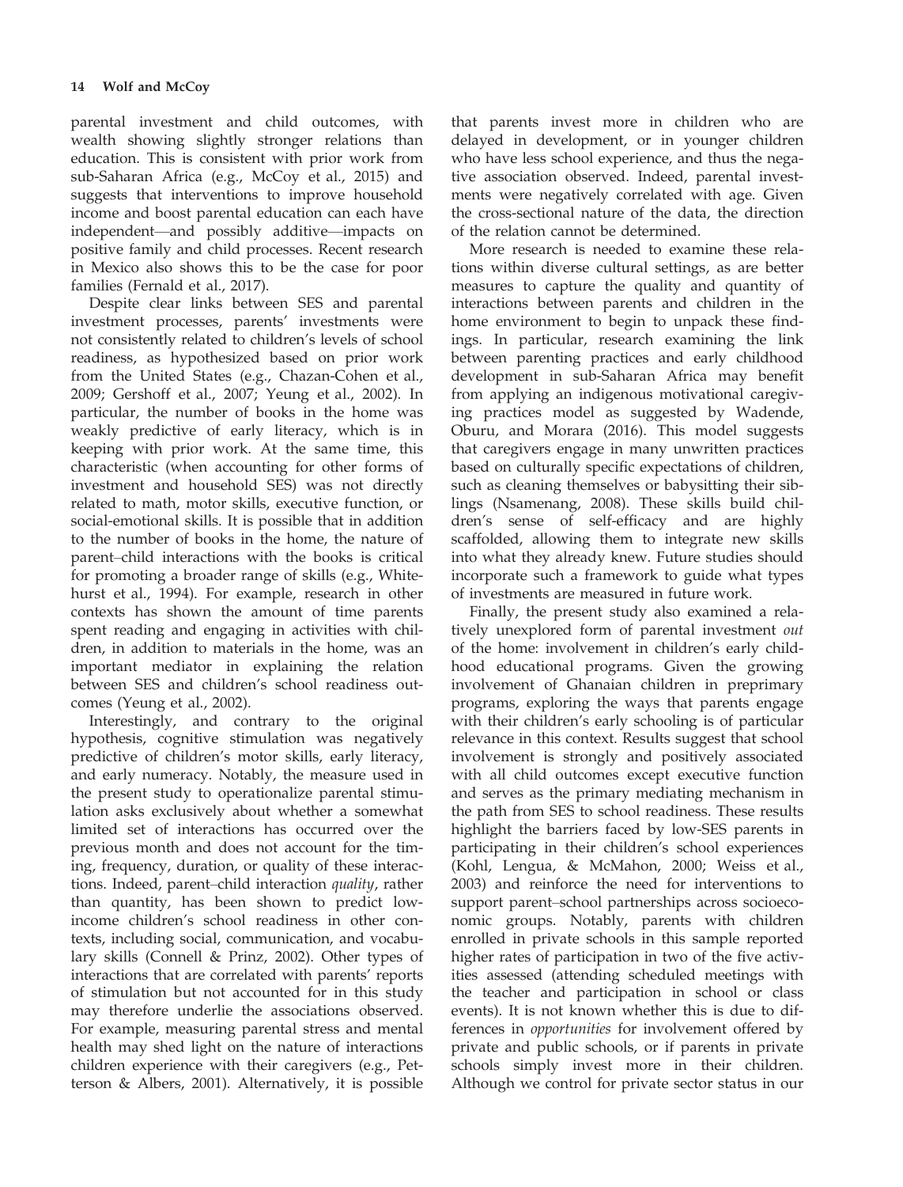parental investment and child outcomes, with wealth showing slightly stronger relations than education. This is consistent with prior work from sub-Saharan Africa (e.g., McCoy et al., 2015) and suggests that interventions to improve household income and boost parental education can each have independent—and possibly additive—impacts on positive family and child processes. Recent research in Mexico also shows this to be the case for poor families (Fernald et al., 2017).

Despite clear links between SES and parental investment processes, parents' investments were not consistently related to children's levels of school readiness, as hypothesized based on prior work from the United States (e.g., Chazan-Cohen et al., 2009; Gershoff et al., 2007; Yeung et al., 2002). In particular, the number of books in the home was weakly predictive of early literacy, which is in keeping with prior work. At the same time, this characteristic (when accounting for other forms of investment and household SES) was not directly related to math, motor skills, executive function, or social-emotional skills. It is possible that in addition to the number of books in the home, the nature of parent–child interactions with the books is critical for promoting a broader range of skills (e.g., Whitehurst et al., 1994). For example, research in other contexts has shown the amount of time parents spent reading and engaging in activities with children, in addition to materials in the home, was an important mediator in explaining the relation between SES and children's school readiness outcomes (Yeung et al., 2002).

Interestingly, and contrary to the original hypothesis, cognitive stimulation was negatively predictive of children's motor skills, early literacy, and early numeracy. Notably, the measure used in the present study to operationalize parental stimulation asks exclusively about whether a somewhat limited set of interactions has occurred over the previous month and does not account for the timing, frequency, duration, or quality of these interactions. Indeed, parent–child interaction *quality*, rather than quantity, has been shown to predict low-income children's school readiness in other contexts, including social, communication, and vocabulary skills (Connell & Prinz, 2002). Other types of interactions that are correlated with parents' reports of stimulation but not accounted for in this study may therefore underlie the associations observed. For example, measuring parental stress and mental health may shed light on the nature of interactions children experience with their caregivers (e.g., Petterson & Albers, 2001). Alternatively, it is possible that parents invest more in children who are delayed in development, or in younger children who have less school experience, and thus the negative association observed. Indeed, parental investments were negatively correlated with age. Given the cross-sectional nature of the data, the direction of the relation cannot be determined.

More research is needed to examine these relations within diverse cultural settings, as are better measures to capture the quality and quantity of interactions between parents and children in the home environment to begin to unpack these findings. In particular, research examining the link between parenting practices and early childhood development in sub-Saharan Africa may benefit from applying an indigenous motivational caregiving practices model as suggested by Wadende, Oburu, and Morara (2016). This model suggests that caregivers engage in many unwritten practices based on culturally specific expectations of children, such as cleaning themselves or babysitting their siblings (Nsamenang, 2008). These skills build children's sense of self-efficacy and are highly scaffolded, allowing them to integrate new skills into what they already knew. Future studies should incorporate such a framework to guide what types of investments are measured in future work.

Finally, the present study also examined a relatively unexplored form of parental investment *out* of the home: involvement in children's early childhood educational programs. Given the growing involvement of Ghanaian children in preprimary programs, exploring the ways that parents engage with their children's early schooling is of particular relevance in this context. Results suggest that school involvement is strongly and positively associated with all child outcomes except executive function and serves as the primary mediating mechanism in the path from SES to school readiness. These results highlight the barriers faced by low-SES parents in participating in their children's school experiences (Kohl, Lengua, & McMahon, 2000; Weiss et al., 2003) and reinforce the need for interventions to support parent–school partnerships across socioeconomic groups. Notably, parents with children enrolled in private schools in this sample reported higher rates of participation in two of the five activities assessed (attending scheduled meetings with the teacher and participation in school or class events). It is not known whether this is due to differences in *opportunities* for involvement offered by private and public schools, or if parents in private schools simply invest more in their children. Although we control for private sector status in our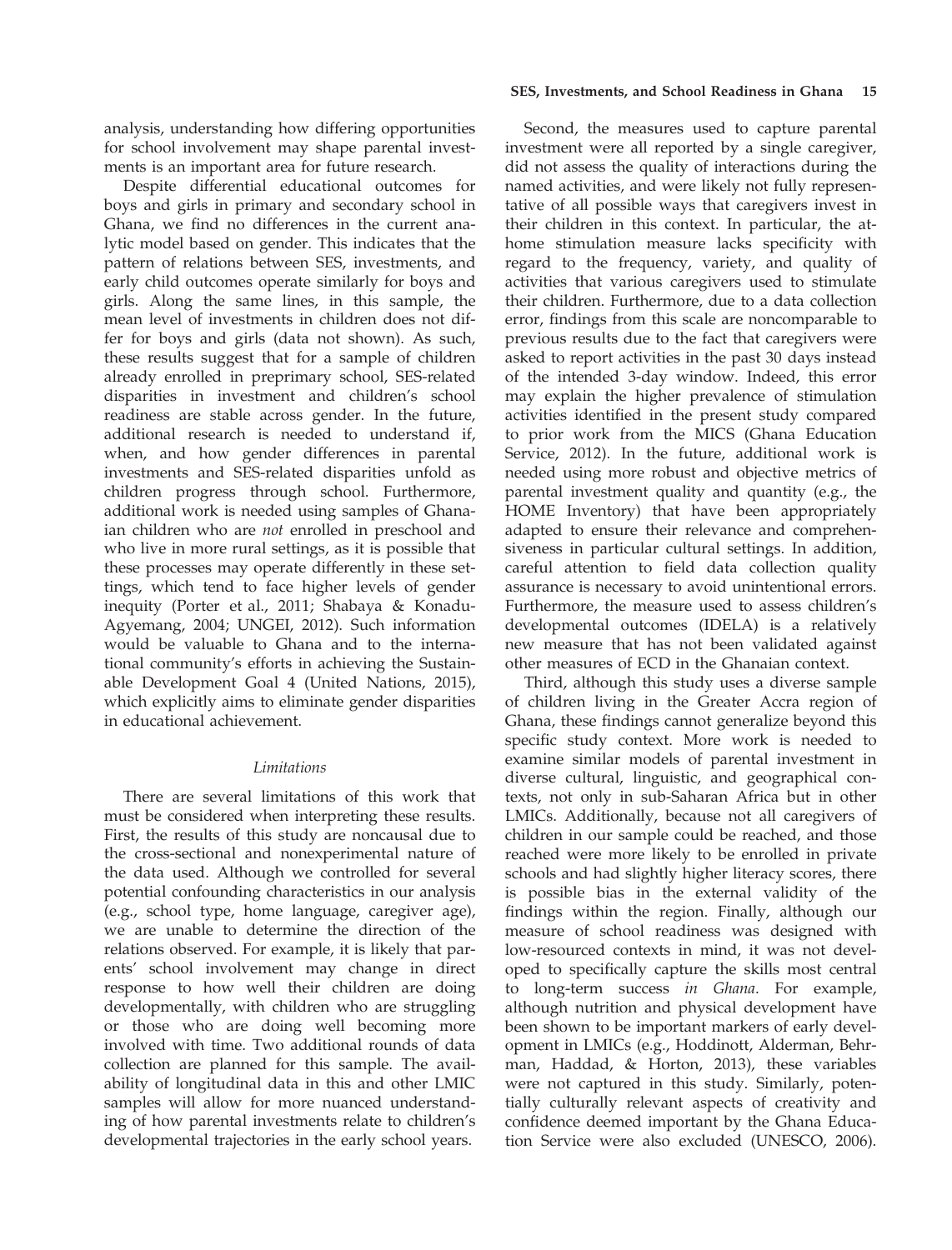analysis, understanding how differing opportunities for school involvement may shape parental investments is an important area for future research.

Despite differential educational outcomes for boys and girls in primary and secondary school in Ghana, we find no differences in the current analytic model based on gender. This indicates that the pattern of relations between SES, investments, and early child outcomes operate similarly for boys and girls. Along the same lines, in this sample, the mean level of investments in children does not differ for boys and girls (data not shown). As such, these results suggest that for a sample of children already enrolled in preprimary school, SES-related disparities in investment and children's school readiness are stable across gender. In the future, additional research is needed to understand if, when, and how gender differences in parental investments and SES-related disparities unfold as children progress through school. Furthermore, additional work is needed using samples of Ghanaian children who are *not* enrolled in preschool and who live in more rural settings, as it is possible that these processes may operate differently in these settings, which tend to face higher levels of gender inequity (Porter et al., 2011; Shabaya & Konadu-Agyemang, 2004; UNGEI, 2012). Such information would be valuable to Ghana and to the international community's efforts in achieving the Sustainable Development Goal 4 (United Nations, 2015), which explicitly aims to eliminate gender disparities in educational achievement.

### *Limitations*

There are several limitations of this work that must be considered when interpreting these results. First, the results of this study are noncausal due to the cross-sectional and nonexperimental nature of the data used. Although we controlled for several potential confounding characteristics in our analysis (e.g., school type, home language, caregiver age), we are unable to determine the direction of the relations observed. For example, it is likely that parents' school involvement may change in direct response to how well their children are doing developmentally, with children who are struggling or those who are doing well becoming more involved with time. Two additional rounds of data collection are planned for this sample. The availability of longitudinal data in this and other LMIC samples will allow for more nuanced understanding of how parental investments relate to children's developmental trajectories in the early school years.

Second, the measures used to capture parental investment were all reported by a single caregiver, did not assess the quality of interactions during the named activities, and were likely not fully representative of all possible ways that caregivers invest in their children in this context. In particular, the at-home stimulation measure lacks specificity with regard to the frequency, variety, and quality of activities that various caregivers used to stimulate their children. Furthermore, due to a data collection error, findings from this scale are noncomparable to previous results due to the fact that caregivers were asked to report activities in the past 30 days instead of the intended 3-day window. Indeed, this error may explain the higher prevalence of stimulation activities identified in the present study compared to prior work from the MICS (Ghana Education Service, 2012). In the future, additional work is needed using more robust and objective metrics of parental investment quality and quantity (e.g., the HOME Inventory) that have been appropriately adapted to ensure their relevance and comprehensiveness in particular cultural settings. In addition, careful attention to field data collection quality assurance is necessary to avoid unintentional errors. Furthermore, the measure used to assess children's developmental outcomes (IDELA) is a relatively new measure that has not been validated against other measures of ECD in the Ghanaian context.

Third, although this study uses a diverse sample of children living in the Greater Accra region of Ghana, these findings cannot generalize beyond this specific study context. More work is needed to examine similar models of parental investment in diverse cultural, linguistic, and geographical contexts, not only in sub-Saharan Africa but in other LMICs. Additionally, because not all caregivers of children in our sample could be reached, and those reached were more likely to be enrolled in private schools and had slightly higher literacy scores, there is possible bias in the external validity of the findings within the region. Finally, although our measure of school readiness was designed with low-resourced contexts in mind, it was not developed to specifically capture the skills most central to long-term success *in Ghana*. For example, although nutrition and physical development have been shown to be important markers of early development in LMICs (e.g., Hoddinott, Alderman, Behrman, Haddad, & Horton, 2013), these variables were not captured in this study. Similarly, potentially culturally relevant aspects of creativity and confidence deemed important by the Ghana Education Service were also excluded (UNESCO, 2006).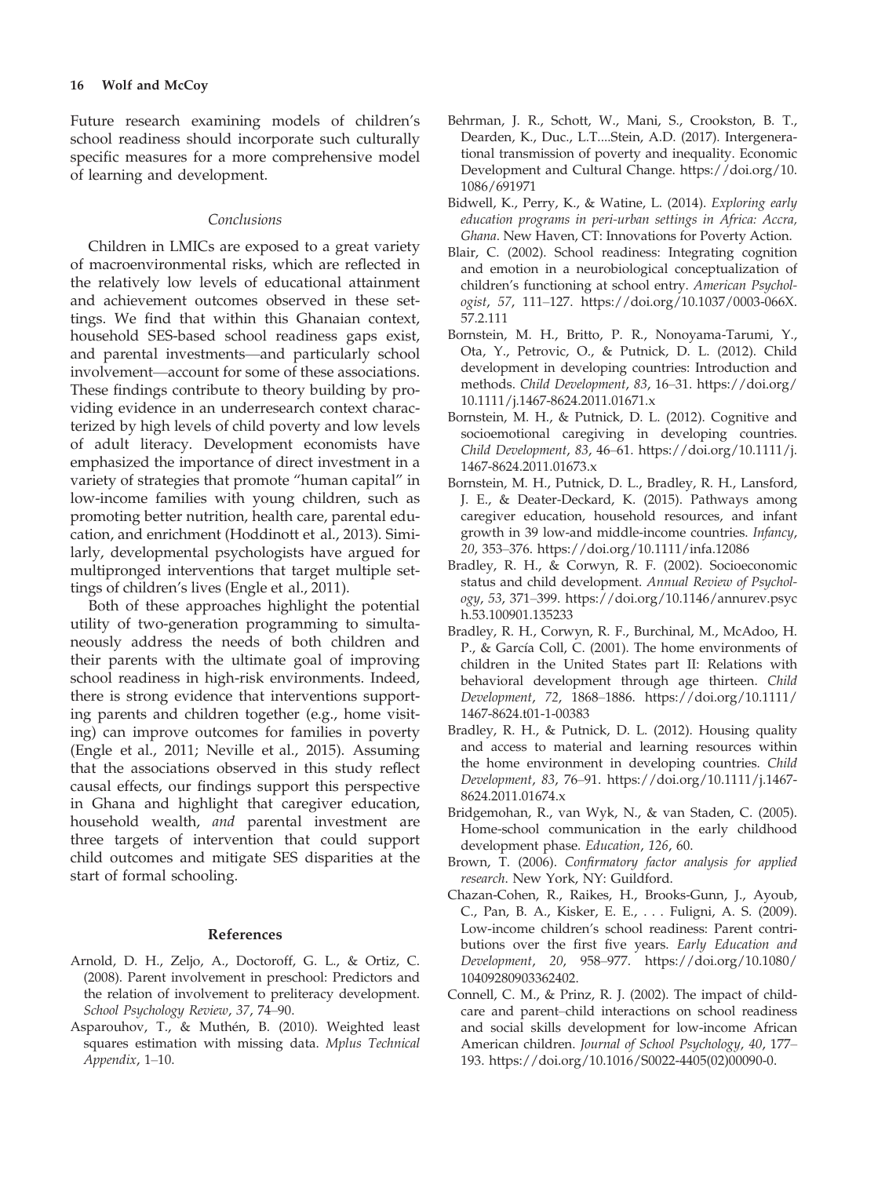Future research examining models of children's school readiness should incorporate such culturally specific measures for a more comprehensive model of learning and development.

### *Conclusions*

Children in LMICs are exposed to a great variety of macroenvironmental risks, which are reflected in the relatively low levels of educational attainment and achievement outcomes observed in these settings. We find that within this Ghanaian context, household SES-based school readiness gaps exist, and parental investments—and particularly school involvement—account for some of these associations. These findings contribute to theory building by providing evidence in an underresearch context characterized by high levels of child poverty and low levels of adult literacy. Development economists have emphasized the importance of direct investment in a variety of strategies that promote "human capital" in low-income families with young children, such as promoting better nutrition, health care, parental education, and enrichment (Hoddinott et al., 2013). Similarly, developmental psychologists have argued for multipronged interventions that target multiple settings of children's lives (Engle et al., 2011).

Both of these approaches highlight the potential utility of two-generation programming to simultaneously address the needs of both children and their parents with the ultimate goal of improving school readiness in high-risk environments. Indeed, there is strong evidence that interventions supporting parents and children together (e.g., home visiting) can improve outcomes for families in poverty (Engle et al., 2011; Neville et al., 2015). Assuming that the associations observed in this study reflect causal effects, our findings support this perspective in Ghana and highlight that caregiver education, household wealth, *and* parental investment are three targets of intervention that could support child outcomes and mitigate SES disparities at the start of formal schooling.

## References

Arnold, D. H., Zeljo, A., Doctoroff, G. L., & Ortiz, C. (2008). Parent involvement in preschool: Predictors and the relation of involvement to preliteracy development. *School Psychology Review*, *37*, 74–90.

Asparouhov, T., & Muthén, B. (2010). Weighted least squares estimation with missing data. *Mplus Technical Appendix*, 1–10.

Behrman, J. R., Schott, W., Mani, S., Crookston, B. T., Dearden, K., Duc., L.T....Stein, A.D. (2017). Intergenerational transmission of poverty and inequality. Economic Development and Cultural Change. https://doi.org/10.1086/691971

Bidwell, K., Perry, K., & Watine, L. (2014). *Exploring early education programs in peri-urban settings in Africa: Accra, Ghana*. New Haven, CT: Innovations for Poverty Action.

Blair, C. (2002). School readiness: Integrating cognition and emotion in a neurobiological conceptualization of children's functioning at school entry. *American Psychologist*, *57*, 111–127. https://doi.org/10.1037/0003-066X.57.2.111

Bornstein, M. H., Britto, P. R., Nonoyama-Tarumi, Y., Ota, Y., Petrovic, O., & Putnick, D. L. (2012). Child development in developing countries: Introduction and methods. *Child Development*, *83*, 16–31. https://doi.org/10.1111/j.1467-8624.2011.01671.x

Bornstein, M. H., & Putnick, D. L. (2012). Cognitive and socioemotional caregiving in developing countries. *Child Development*, *83*, 46–61. https://doi.org/10.1111/j.1467-8624.2011.01673.x

Bornstein, M. H., Putnick, D. L., Bradley, R. H., Lansford, J. E., & Deater-Deckard, K. (2015). Pathways among caregiver education, household resources, and infant growth in 39 low-and middle-income countries. *Infancy*, *20*, 353–376. https://doi.org/10.1111/infa.12086

Bradley, R. H., & Corwyn, R. F. (2002). Socioeconomic status and child development. *Annual Review of Psychology*, *53*, 371–399. https://doi.org/10.1146/annurev.psych.53.100901.135233

Bradley, R. H., Corwyn, R. F., Burchinal, M., McAdoo, H. P., & García Coll, C. (2001). The home environments of children in the United States part II: Relations with behavioral development through age thirteen. *Child Development*, *72*, 1868–1886. https://doi.org/10.1111/1467-8624.t01-1-00383

Bradley, R. H., & Putnick, D. L. (2012). Housing quality and access to material and learning resources within the home environment in developing countries. *Child Development*, *83*, 76–91. https://doi.org/10.1111/j.1467-8624.2011.01674.x

Bridgemohan, R., van Wyk, N., & van Staden, C. (2005). Home-school communication in the early childhood development phase. *Education*, *126*, 60.

Brown, T. (2006). *Confirmatory factor analysis for applied research*. New York, NY: Guildford.

Chazan-Cohen, R., Raikes, H., Brooks-Gunn, J., Ayoub, C., Pan, B. A., Kisker, E. E., . . . Fuligni, A. S. (2009). Low-income children's school readiness: Parent contributions over the first five years. *Early Education and Development*, *20*, 958–977. https://doi.org/10.1080/10409280903362402.

Connell, C. M., & Prinz, R. J. (2002). The impact of childcare and parent–child interactions on school readiness and social skills development for low-income African American children. *Journal of School Psychology*, *40*, 177–193. https://doi.org/10.1016/S0022-4405(02)00090-0.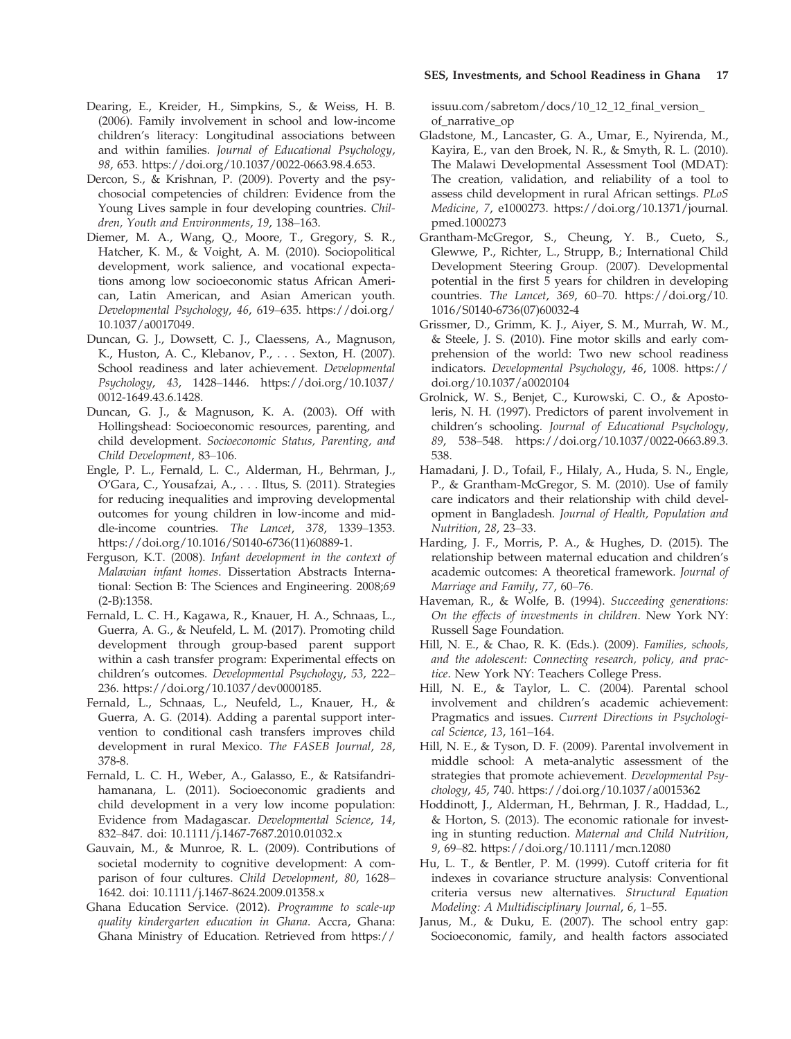Dearing, E., Kreider, H., Simpkins, S., & Weiss, H. B. (2006). Family involvement in school and low-income children's literacy: Longitudinal associations between and within families. *Journal of Educational Psychology*, *98*, 653. https://doi.org/10.1037/0022-0663.98.4.653.

Dercon, S., & Krishnan, P. (2009). Poverty and the psychosocial competencies of children: Evidence from the Young Lives sample in four developing countries. *Children, Youth and Environments*, *19*, 138–163.

Diemer, M. A., Wang, Q., Moore, T., Gregory, S. R., Hatcher, K. M., & Voight, A. M. (2010). Sociopolitical development, work salience, and vocational expectations among low socioeconomic status African American, Latin American, and Asian American youth. *Developmental Psychology*, *46*, 619–635. https://doi.org/10.1037/a0017049.

Duncan, G. J., Dowsett, C. J., Claessens, A., Magnuson, K., Huston, A. C., Klebanov, P., . . . Sexton, H. (2007). School readiness and later achievement. *Developmental Psychology*, *43*, 1428–1446. https://doi.org/10.1037/0012-1649.43.6.1428.

Duncan, G. J., & Magnuson, K. A. (2003). Off with Hollingshead: Socioeconomic resources, parenting, and child development. *Socioeconomic Status, Parenting, and Child Development*, 83–106.

Engle, P. L., Fernald, L. C., Alderman, H., Behrman, J., O'Gara, C., Yousafzai, A., . . . Iltus, S. (2011). Strategies for reducing inequalities and improving developmental outcomes for young children in low-income and middle-income countries. *The Lancet*, *378*, 1339–1353. https://doi.org/10.1016/S0140-6736(11)60889-1.

Ferguson, K.T. (2008). *Infant development in the context of Malawian infant homes*. Dissertation Abstracts International: Section B: The Sciences and Engineering. 2008;69 (2-B):1358.

Fernald, L. C. H., Kagawa, R., Knauer, H. A., Schnaas, L., Guerra, A. G., & Neufeld, L. M. (2017). Promoting child development through group-based parent support within a cash transfer program: Experimental effects on children's outcomes. *Developmental Psychology*, *53*, 222–236. https://doi.org/10.1037/dev0000185.

Fernald, L., Schnaas, L., Neufeld, L., Knauer, H., & Guerra, A. G. (2014). Adding a parental support intervention to conditional cash transfers improves child development in rural Mexico. *The FASEB Journal*, *28*, 378-8.

Fernald, L. C. H., Weber, A., Galasso, E., & Ratsifandrihamanana, L. (2011). Socioeconomic gradients and child development in a very low income population: Evidence from Madagascar. *Developmental Science*, *14*, 832–847. doi: 10.1111/j.1467-7687.2010.01032.x

Gauvain, M., & Munroe, R. L. (2009). Contributions of societal modernity to cognitive development: A comparison of four cultures. *Child Development*, *80*, 1628–1642. doi: 10.1111/j.1467-8624.2009.01358.x

Ghana Education Service. (2012). *Programme to scale-up quality kindergarten education in Ghana*. Accra, Ghana: Ghana Ministry of Education. Retrieved from https://issuu.com/sabretom/docs/10_12_12_final_version_of_narrative_op

Gladstone, M., Lancaster, G. A., Umar, E., Nyirenda, M., Kayira, E., van den Broek, N. R., & Smyth, R. L. (2010). The Malawi Developmental Assessment Tool (MDAT): The creation, validation, and reliability of a tool to assess child development in rural African settings. *PLoS Medicine*, *7*, e1000273. https://doi.org/10.1371/journal.pmed.1000273

Grantham-McGregor, S., Cheung, Y. B., Cueto, S., Glewwe, P., Richter, L., Strupp, B.; International Child Development Steering Group. (2007). Developmental potential in the first 5 years for children in developing countries. *The Lancet*, *369*, 60–70. https://doi.org/10.1016/S0140-6736(07)60032-4

Grissmer, D., Grimm, K. J., Aiyer, S. M., Murrah, W. M., & Steele, J. S. (2010). Fine motor skills and early comprehension of the world: Two new school readiness indicators. *Developmental Psychology*, *46*, 1008. https://doi.org/10.1037/a0020104

Grolnick, W. S., Benjet, C., Kurowski, C. O., & Apostoleris, N. H. (1997). Predictors of parent involvement in children's schooling. *Journal of Educational Psychology*, *89*, 538–548. https://doi.org/10.1037/0022-0663.89.3.538.

Hamadani, J. D., Tofail, F., Hilaly, A., Huda, S. N., Engle, P., & Grantham-McGregor, S. M. (2010). Use of family care indicators and their relationship with child development in Bangladesh. *Journal of Health, Population and Nutrition*, *28*, 23–33.

Harding, J. F., Morris, P. A., & Hughes, D. (2015). The relationship between maternal education and children's academic outcomes: A theoretical framework. *Journal of Marriage and Family*, *77*, 60–76.

Haveman, R., & Wolfe, B. (1994). *Succeeding generations: On the effects of investments in children*. New York NY: Russell Sage Foundation.

Hill, N. E., & Chao, R. K. (Eds.). (2009). *Families, schools, and the adolescent: Connecting research, policy, and practice*. New York NY: Teachers College Press.

Hill, N. E., & Taylor, L. C. (2004). Parental school involvement and children's academic achievement: Pragmatics and issues. *Current Directions in Psychological Science*, *13*, 161–164.

Hill, N. E., & Tyson, D. F. (2009). Parental involvement in middle school: A meta-analytic assessment of the strategies that promote achievement. *Developmental Psychology*, *45*, 740. https://doi.org/10.1037/a0015362

Hoddinott, J., Alderman, H., Behrman, J. R., Haddad, L., & Horton, S. (2013). The economic rationale for investing in stunting reduction. *Maternal and Child Nutrition*, *9*, 69–82. https://doi.org/10.1111/mcn.12080

Hu, L. T., & Bentler, P. M. (1999). Cutoff criteria for fit indexes in covariance structure analysis: Conventional criteria versus new alternatives. *Structural Equation Modeling: A Multidisciplinary Journal*, *6*, 1–55.

Janus, M., & Duku, E. (2007). The school entry gap: Socioeconomic, family, and health factors associated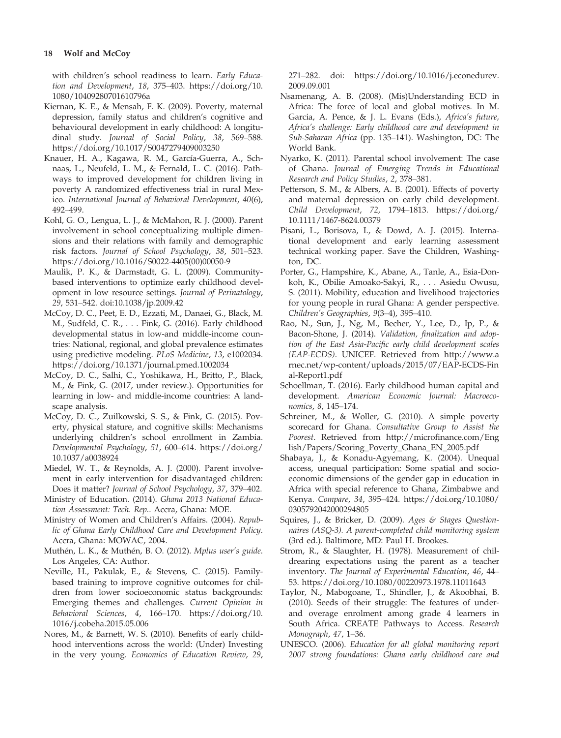with children's school readiness to learn. *Early Education and Development*, *18*, 375–403. https://doi.org/10.1080/10409280701610796a

Kiernan, K. E., & Mensah, F. K. (2009). Poverty, maternal depression, family status and children's cognitive and behavioural development in early childhood: A longitudinal study. *Journal of Social Policy*, *38*, 569–588. https://doi.org/10.1017/S0047279409003250

Knauer, H. A., Kagawa, R. M., García-Guerra, A., Schnaas, L., Neufeld, L. M., & Fernald, L. C. (2016). Pathways to improved development for children living in poverty A randomized effectiveness trial in rural Mexico. *International Journal of Behavioral Development*, *40*(6), 492–499.

Kohl, G. O., Lengua, L. J., & McMahon, R. J. (2000). Parent involvement in school conceptualizing multiple dimensions and their relations with family and demographic risk factors. *Journal of School Psychology*, *38*, 501–523. https://doi.org/10.1016/S0022-4405(00)00050-9

Maulik, P. K., & Darmstadt, G. L. (2009). Community-based interventions to optimize early childhood development in low resource settings. *Journal of Perinatology*, *29*, 531–542. doi:10.1038/jp.2009.42

McCoy, D. C., Peet, E. D., Ezzati, M., Danaei, G., Black, M. M., Sudfeld, C. R., . . . Fink, G. (2016). Early childhood developmental status in low-and middle-income countries: National, regional, and global prevalence estimates using predictive modeling. *PLoS Medicine*, *13*, e1002034. https://doi.org/10.1371/journal.pmed.1002034

McCoy, D. C., Salhi, C., Yoshikawa, H., Britto, P., Black, M., & Fink, G. (2017, under review.). Opportunities for learning in low- and middle-income countries: A landscape analysis.

McCoy, D. C., Zuilkowski, S. S., & Fink, G. (2015). Poverty, physical stature, and cognitive skills: Mechanisms underlying children's school enrollment in Zambia. *Developmental Psychology*, *51*, 600–614. https://doi.org/10.1037/a0038924

Miedel, W. T., & Reynolds, A. J. (2000). Parent involvement in early intervention for disadvantaged children: Does it matter? *Journal of School Psychology*, *37*, 379–402.

Ministry of Education. (2014). *Ghana 2013 National Education Assessment: Tech. Rep.*. Accra, Ghana: MOE.

Ministry of Women and Children's Affairs. (2004). *Republic of Ghana Early Childhood Care and Development Policy*. Accra, Ghana: MOWAC, 2004.

Muthén, L. K., & Muthén, B. O. (2012). *Mplus user's guide*. Los Angeles, CA: Author.

Neville, H., Pakulak, E., & Stevens, C. (2015). Family-based training to improve cognitive outcomes for children from lower socioeconomic status backgrounds: Emerging themes and challenges. *Current Opinion in Behavioral Sciences*, *4*, 166–170. https://doi.org/10.1016/j.cobeha.2015.05.006

Nores, M., & Barnett, W. S. (2010). Benefits of early childhood interventions across the world: (Under) Investing in the very young. *Economics of Education Review*, *29*, 271–282. doi: https://doi.org/10.1016/j.econedurev.2009.09.001

Nsamenang, A. B. (2008). (Mis)Understanding ECD in Africa: The force of local and global motives. In M. Garcia, A. Pence, & J. L. Evans (Eds.), *Africa's future, Africa's challenge: Early childhood care and development in Sub-Saharan Africa* (pp. 135–141). Washington, DC: The World Bank.

Nyarko, K. (2011). Parental school involvement: The case of Ghana. *Journal of Emerging Trends in Educational Research and Policy Studies*, *2*, 378–381.

Petterson, S. M., & Albers, A. B. (2001). Effects of poverty and maternal depression on early child development. *Child Development*, *72*, 1794–1813. https://doi.org/10.1111/1467-8624.00379

Pisani, L., Borisova, I., & Dowd, A. J. (2015). International development and early learning assessment technical working paper. Save the Children, Washington, DC.

Porter, G., Hampshire, K., Abane, A., Tanle, A., Esia-Donkoh, K., Obilie Amoako-Sakyi, R., . . . Asiedu Owusu, S. (2011). Mobility, education and livelihood trajectories for young people in rural Ghana: A gender perspective. *Children's Geographies*, *9*(3–4), 395–410.

Rao, N., Sun, J., Ng, M., Becher, Y., Lee, D., Ip, P., & Bacon-Shone, J. (2014). *Validation, finalization and adoption of the East Asia-Pacific early child development scales (EAP-ECDS)*. UNICEF. Retrieved from http://www.arnec.net/wp-content/uploads/2015/07/EAP-ECDS-Final-Report1.pdf

Schoellman, T. (2016). Early childhood human capital and development. *American Economic Journal: Macroeconomics*, *8*, 145–174.

Schreiner, M., & Woller, G. (2010). A simple poverty scorecard for Ghana. *Consultative Group to Assist the Poorest*. Retrieved from http://microfinance.com/English/Papers/Scoring_Poverty_Ghana_EN_2005.pdf

Shabaya, J., & Konadu-Agyemang, K. (2004). Unequal access, unequal participation: Some spatial and socioeconomic dimensions of the gender gap in education in Africa with special reference to Ghana, Zimbabwe and Kenya. *Compare*, *34*, 395–424. https://doi.org/10.1080/0305792042000294805

Squires, J., & Bricker, D. (2009). *Ages & Stages Questionnaires (ASQ-3). A parent-completed child monitoring system* (3rd ed.). Baltimore, MD: Paul H. Brookes.

Strom, R., & Slaughter, H. (1978). Measurement of childrearing expectations using the parent as a teacher inventory. *The Journal of Experimental Education*, *46*, 44–53. https://doi.org/10.1080/00220973.1978.11011643

Taylor, N., Mabogoane, T., Shindler, J., & Akoobhai, B. (2010). Seeds of their struggle: The features of under- and overage enrolment among grade 4 learners in South Africa. CREATE Pathways to Access. *Research Monograph*, *47*, 1–36.

UNESCO. (2006). *Education for all global monitoring report 2007 strong foundations: Ghana early childhood care and*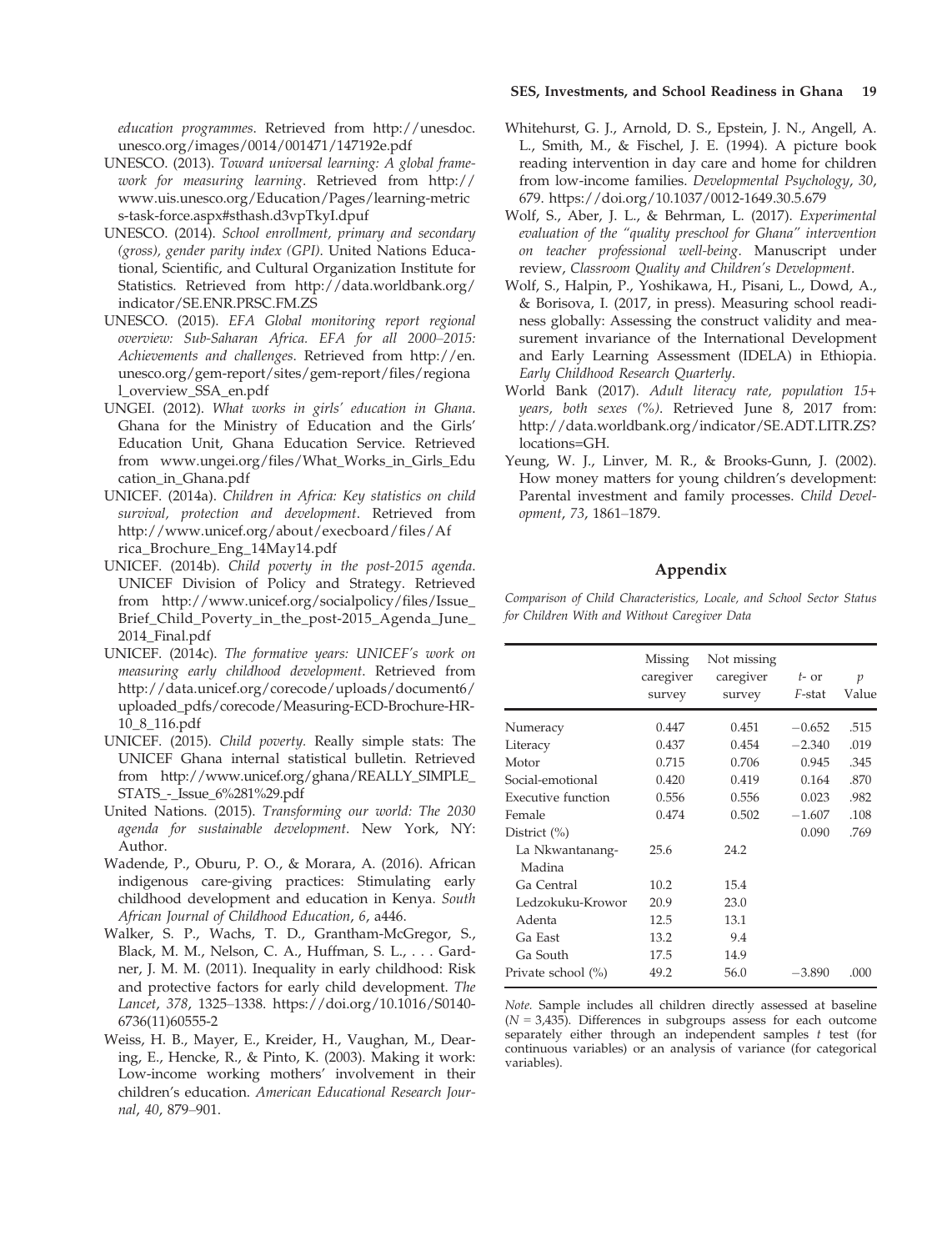education programmes. Retrieved from http://unesdoc.unesco.org/images/0014/001471/147192e.pdf

UNESCO. (2013). *Toward universal learning: A global framework for measuring learning*. Retrieved from http://www.uis.unesco.org/Education/Pages/learning-metrics-task-force.aspx#sthash.d3vpTkyI.dpuf

UNESCO. (2014). *School enrollment, primary and secondary (gross), gender parity index (GPI)*. United Nations Educational, Scientific, and Cultural Organization Institute for Statistics. Retrieved from http://data.worldbank.org/indicator/SE.ENR.PRSC.FM.ZS

UNESCO. (2015). *EFA Global monitoring report regional overview: Sub-Saharan Africa. EFA for all 2000–2015: Achievements and challenges*. Retrieved from http://en.unesco.org/gem-report/sites/gem-report/files/regional_overview_SSA_en.pdf

UNGEI. (2012). *What works in girls' education in Ghana*. Ghana for the Ministry of Education and the Girls' Education Unit, Ghana Education Service. Retrieved from www.ungei.org/files/What_Works_in_Girls_Education_in_Ghana.pdf

UNICEF. (2014a). *Children in Africa: Key statistics on child survival, protection and development*. Retrieved from http://www.unicef.org/about/execboard/files/Africa_Brochure_Eng_14May14.pdf

UNICEF. (2014b). *Child poverty in the post-2015 agenda*. UNICEF Division of Policy and Strategy. Retrieved from http://www.unicef.org/socialpolicy/files/Issue_Brief_Child_Poverty_in_the_post-2015_Agenda_June_2014_Final.pdf

UNICEF. (2014c). *The formative years: UNICEF's work on measuring early childhood development*. Retrieved from http://data.unicef.org/corecode/uploads/document6/uploaded_pdfs/corecode/Measuring-ECD-Brochure-HR-10_8_116.pdf

UNICEF. (2015). *Child poverty*. Really simple stats: The UNICEF Ghana internal statistical bulletin. Retrieved from http://www.unicef.org/ghana/REALLY_SIMPLE_STATS_-_Issue_6%281%29.pdf

United Nations. (2015). *Transforming our world: The 2030 agenda for sustainable development*. New York, NY: Author.

Wadende, P., Oburu, P. O., & Morara, A. (2016). African indigenous care-giving practices: Stimulating early childhood development and education in Kenya. *South African Journal of Childhood Education*, *6*, a446.

Walker, S. P., Wachs, T. D., Grantham-McGregor, S., Black, M. M., Nelson, C. A., Huffman, S. L., . . . Gardner, J. M. M. (2011). Inequality in early childhood: Risk and protective factors for early child development. *The Lancet*, *378*, 1325–1338. https://doi.org/10.1016/S0140-6736(11)60555-2

Weiss, H. B., Mayer, E., Kreider, H., Vaughan, M., Dearing, E., Hencke, R., & Pinto, K. (2003). Making it work: Low-income working mothers' involvement in their children's education. *American Educational Research Journal*, *40*, 879–901.

Whitehurst, G. J., Arnold, D. S., Epstein, J. N., Angell, A. L., Smith, M., & Fischel, J. E. (1994). A picture book reading intervention in day care and home for children from low-income families. *Developmental Psychology*, *30*, 679. https://doi.org/10.1037/0012-1649.30.5.679

Wolf, S., Aber, J. L., & Behrman, L. (2017). *Experimental evaluation of the "quality preschool for Ghana" intervention on teacher professional well-being*. Manuscript under review, *Classroom Quality and Children's Development*.

Wolf, S., Halpin, P., Yoshikawa, H., Pisani, L., Dowd, A., & Borisova, I. (2017, in press). Measuring school readiness globally: Assessing the construct validity and measurement invariance of the International Development and Early Learning Assessment (IDELA) in Ethiopia. *Early Childhood Research Quarterly*.

World Bank (2017). *Adult literacy rate, population 15+ years, both sexes (%)*. Retrieved June 8, 2017 from: http://data.worldbank.org/indicator/SE.ADT.LITR.ZS?locations=GH.

Yeung, W. J., Linver, M. R., & Brooks-Gunn, J. (2002). How money matters for young children's development: Parental investment and family processes. *Child Development*, *73*, 1861–1879.

## Appendix

*Comparison of Child Characteristics, Locale, and School Sector Status for Children With and Without Caregiver Data*

| | Missing caregiver survey | Not missing caregiver survey | *t*- or *F*-stat | *p* Value |
|---|---|---|---|---|
| Numeracy | 0.447 | 0.451 | −0.652 | .515 |
| Literacy | 0.437 | 0.454 | −2.340 | .019 |
| Motor | 0.715 | 0.706 | 0.945 | .345 |
| Social-emotional | 0.420 | 0.419 | 0.164 | .870 |
| Executive function | 0.556 | 0.556 | 0.023 | .982 |
| Female | 0.474 | 0.502 | −1.607 | .108 |
| District (%) | | | 0.090 | .769 |
| La Nkwantanang-Madina | 25.6 | 24.2 | | |
| Ga Central | 10.2 | 15.4 | | |
| Ledzokuku-Krowor | 20.9 | 23.0 | | |
| Adenta | 12.5 | 13.1 | | |
| Ga East | 13.2 | 9.4 | | |
| Ga South | 17.5 | 14.9 | | |
| Private school (%) | 49.2 | 56.0 | −3.890 | .000 |

*Note.* Sample includes all children directly assessed at baseline ($N = 3{,}435$). Differences in subgroups assess for each outcome separately either through an independent samples *t* test (for continuous variables) or an analysis of variance (for categorical variables).